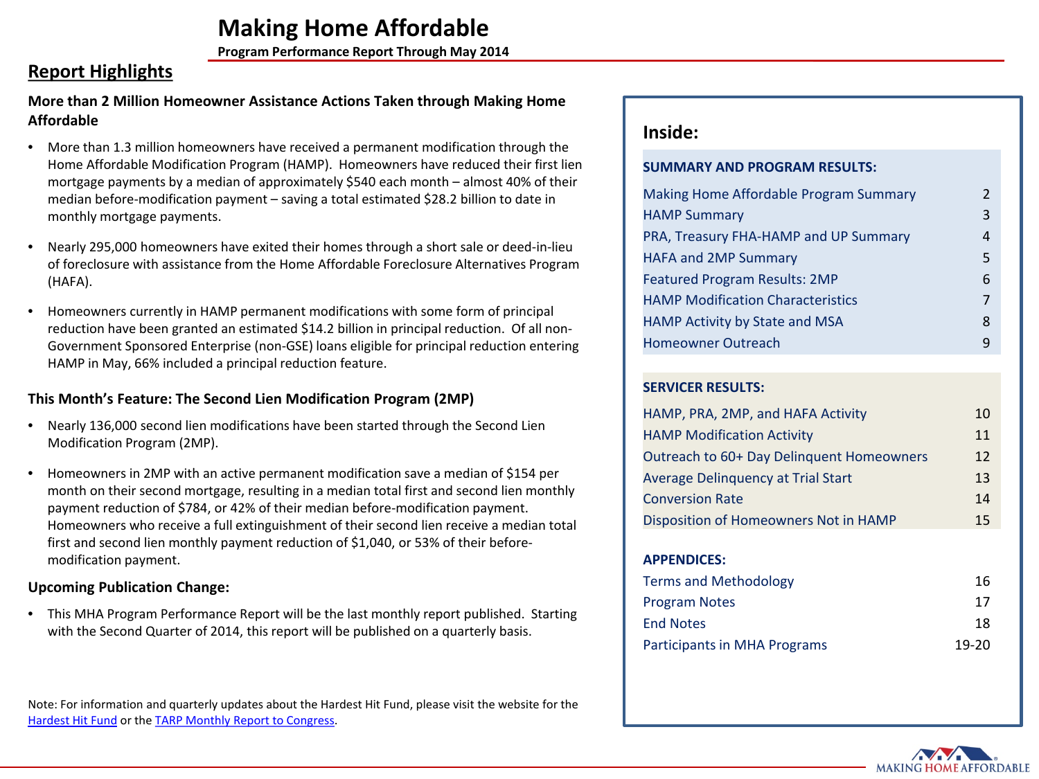# Making Home Affordable

**Program Performance Report Through May 2014**

## Report Highlights

### More than 2 Million Homeowner Assistance Actions Taken through Making Home Affordable

- More than 1.3 million homeowners have received a permanent modification through the Home Affordable Modification Program (HAMP). Homeowners have reduced their first lien mortgage payments by a median of approximately $540 each month – almost 40% of their median before-modification payment – saving a total estimated $28.2 billion to date in monthly mortgage payments.

- Nearly 295,000 homeowners have exited their homes through a short sale or deed-in-lieu of foreclosure with assistance from the Home Affordable Foreclosure Alternatives Program (HAFA).

- Homeowners currently in HAMP permanent modifications with some form of principal reduction have been granted an estimated $14.2 billion in principal reduction. Of all non-Government Sponsored Enterprise (non-GSE) loans eligible for principal reduction entering HAMP in May, 66% included a principal reduction feature.

### This Month's Feature: The Second Lien Modification Program (2MP)

- Nearly 136,000 second lien modifications have been started through the Second Lien Modification Program (2MP).

- Homeowners in 2MP with an active permanent modification save a median of $154 per month on their second mortgage, resulting in a median total first and second lien monthly payment reduction of $784, or 42% of their median before-modification payment. Homeowners who receive a full extinguishment of their second lien receive a median total first and second lien monthly payment reduction of $1,040, or 53% of their before-modification payment.

### Upcoming Publication Change:

- This MHA Program Performance Report will be the last monthly report published. Starting with the Second Quarter of 2014, this report will be published on a quarterly basis.

Note: For information and quarterly updates about the Hardest Hit Fund, please visit the website for the Hardest Hit Fund or the TARP Monthly Report to Congress.

## Inside:

**SUMMARY AND PROGRAM RESULTS:**

| | |
|---|---|
| Making Home Affordable Program Summary | 2 |
| HAMP Summary | 3 |
| PRA, Treasury FHA-HAMP and UP Summary | 4 |
| HAFA and 2MP Summary | 5 |
| Featured Program Results: 2MP | 6 |
| HAMP Modification Characteristics | 7 |
| HAMP Activity by State and MSA | 8 |
| Homeowner Outreach | 9 |

**SERVICER RESULTS:**

| | |
|---|---|
| HAMP, PRA, 2MP, and HAFA Activity | 10 |
| HAMP Modification Activity | 11 |
| Outreach to 60+ Day Delinquent Homeowners | 12 |
| Average Delinquency at Trial Start | 13 |
| Conversion Rate | 14 |
| Disposition of Homeowners Not in HAMP | 15 |

**APPENDICES:**

| | |
|---|---|
| Terms and Methodology | 16 |
| Program Notes | 17 |
| End Notes | 18 |
| Participants in MHA Programs | 19-20 |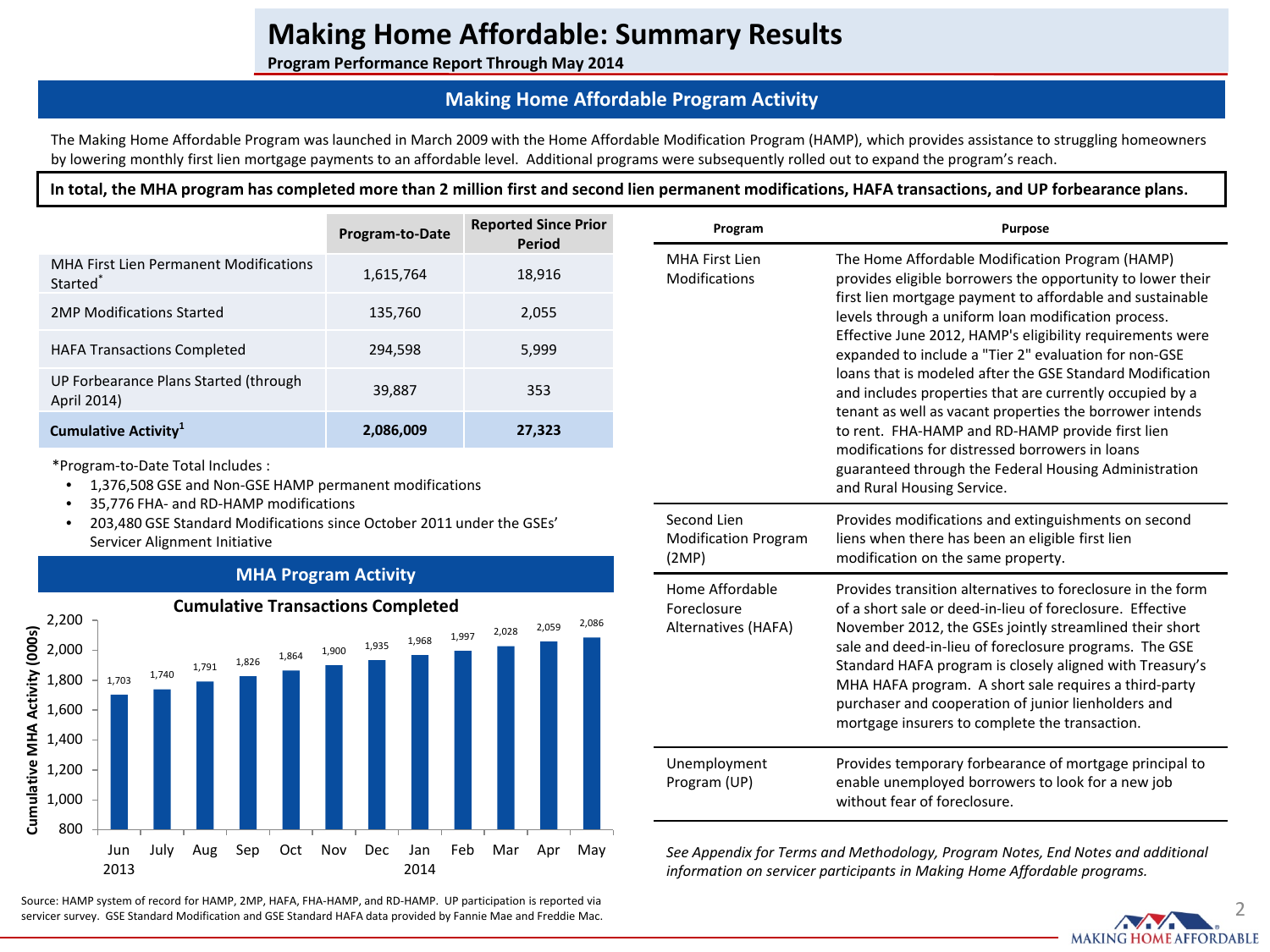# Making Home Affordable: Summary Results

**Program Performance Report Through May 2014**

## Making Home Affordable Program Activity

The Making Home Affordable Program was launched in March 2009 with the Home Affordable Modification Program (HAMP), which provides assistance to struggling homeowners by lowering monthly first lien mortgage payments to an affordable level. Additional programs were subsequently rolled out to expand the program's reach.

**In total, the MHA program has completed more than 2 million first and second lien permanent modifications, HAFA transactions, and UP forbearance plans.**

| | Program-to-Date | Reported Since Prior Period |
|---|---|---|
| MHA First Lien Permanent Modifications Started* | 1,615,764 | 18,916 |
| 2MP Modifications Started | 135,760 | 2,055 |
| HAFA Transactions Completed | 294,598 | 5,999 |
| UP Forbearance Plans Started (through April 2014) | 39,887 | 353 |
| **Cumulative Activity[1]** | **2,086,009** | **27,323** |

*Program-to-Date Total Includes :

- 1,376,508 GSE and Non-GSE HAMP permanent modifications
- 35,776 FHA- and RD-HAMP modifications
- 203,480 GSE Standard Modifications since October 2011 under the GSEs' Servicer Alignment Initiative

## MHA Program Activity

**Cumulative Transactions Completed**

Cumulative MHA Activity (000s)

| Month | Cumulative MHA Activity (000s) |
|---|---|
| Jun 2013 | 1,703 |
| July | 1,740 |
| Aug | 1,791 |
| Sep | 1,826 |
| Oct | 1,864 |
| Nov | 1,900 |
| Dec | 1,935 |
| Jan 2014 | 1,968 |
| Feb | 1,997 |
| Mar | 2,028 |
| Apr | 2,059 |
| May | 2,086 |

| Program | Purpose |
|---|---|
| MHA First Lien Modifications | The Home Affordable Modification Program (HAMP) provides eligible borrowers the opportunity to lower their first lien mortgage payment to affordable and sustainable levels through a uniform loan modification process. Effective June 2012, HAMP's eligibility requirements were expanded to include a "Tier 2" evaluation for non-GSE loans that is modeled after the GSE Standard Modification and includes properties that are currently occupied by a tenant as well as vacant properties the borrower intends to rent. FHA-HAMP and RD-HAMP provide first lien modifications for distressed borrowers in loans guaranteed through the Federal Housing Administration and Rural Housing Service. |
| Second Lien Modification Program (2MP) | Provides modifications and extinguishments on second liens when there has been an eligible first lien modification on the same property. |
| Home Affordable Foreclosure Alternatives (HAFA) | Provides transition alternatives to foreclosure in the form of a short sale or deed-in-lieu of foreclosure. Effective November 2012, the GSEs jointly streamlined their short sale and deed-in-lieu of foreclosure programs. The GSE Standard HAFA program is closely aligned with Treasury's MHA HAFA program. A short sale requires a third-party purchaser and cooperation of junior lienholders and mortgage insurers to complete the transaction. |
| Unemployment Program (UP) | Provides temporary forbearance of mortgage principal to enable unemployed borrowers to look for a new job without fear of foreclosure. |

*See Appendix for Terms and Methodology, Program Notes, End Notes and additional information on servicer participants in Making Home Affordable programs.*

Source: HAMP system of record for HAMP, 2MP, HAFA, FHA-HAMP, and RD-HAMP. UP participation is reported via servicer survey. GSE Standard Modification and GSE Standard HAFA data provided by Fannie Mae and Freddie Mac.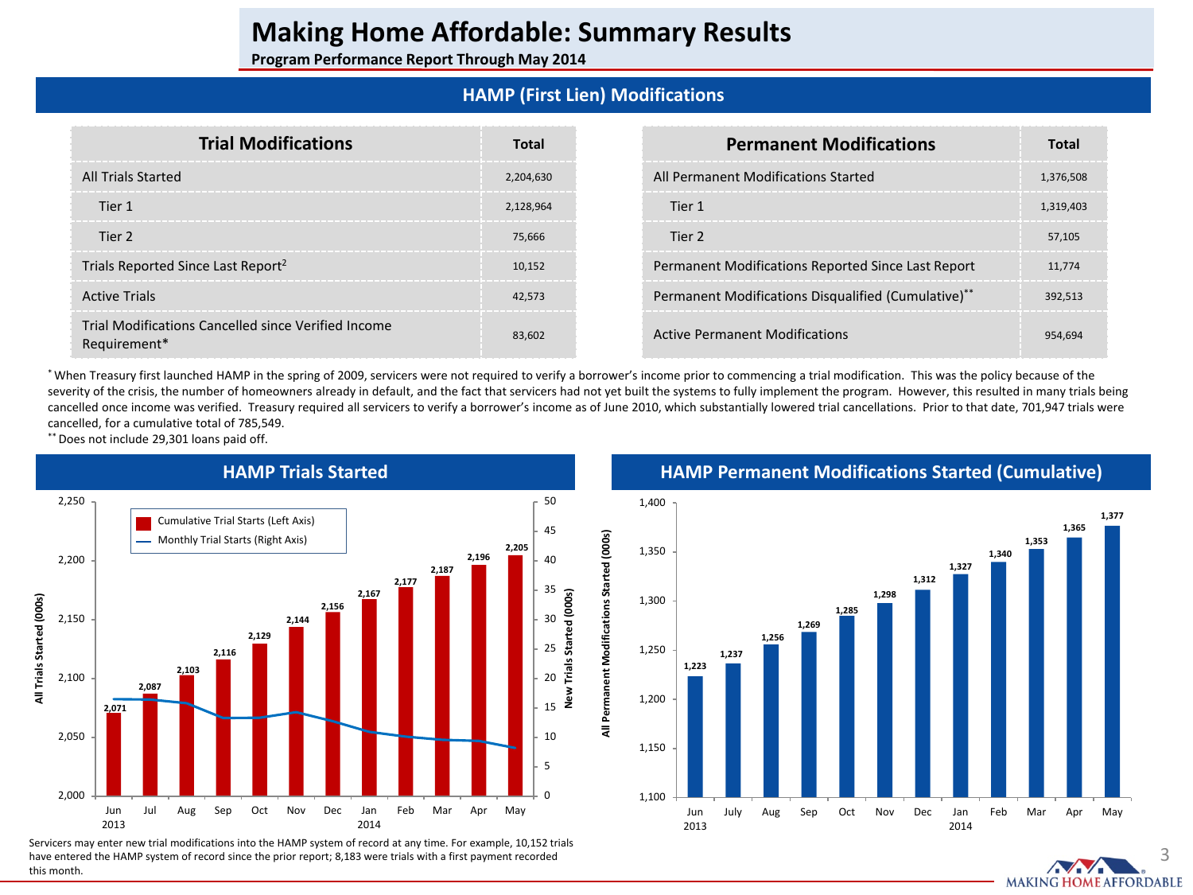# Making Home Affordable: Summary Results

**Program Performance Report Through May 2014**

## HAMP (First Lien) Modifications

| Trial Modifications | Total |
| --- | --- |
| All Trials Started | 2,204,630 |
| Tier 1 | 2,128,964 |
| Tier 2 | 75,666 |
| Trials Reported Since Last Report[2] | 10,152 |
| Active Trials | 42,573 |
| Trial Modifications Cancelled since Verified Income Requirement* | 83,602 |

| Permanent Modifications | Total |
| --- | --- |
| All Permanent Modifications Started | 1,376,508 |
| Tier 1 | 1,319,403 |
| Tier 2 | 57,105 |
| Permanent Modifications Reported Since Last Report | 11,774 |
| Permanent Modifications Disqualified (Cumulative)** | 392,513 |
| Active Permanent Modifications | 954,694 |

* When Treasury first launched HAMP in the spring of 2009, servicers were not required to verify a borrower's income prior to commencing a trial modification. This was the policy because of the severity of the crisis, the number of homeowners already in default, and the fact that servicers had not yet built the systems to fully implement the program. However, this resulted in many trials being cancelled once income was verified. Treasury required all servicers to verify a borrower's income as of June 2010, which substantially lowered trial cancellations. Prior to that date, 701,947 trials were cancelled, for a cumulative total of 785,549.

** Does not include 29,301 loans paid off.

## HAMP Trials Started

| Month | Cumulative Trial Starts (000s) |
| --- | --- |
| Jun 2013 | 2,071 |
| Jul | 2,087 |
| Aug | 2,103 |
| Sep | 2,116 |
| Oct | 2,129 |
| Nov | 2,144 |
| Dec | 2,156 |
| Jan 2014 | 2,167 |
| Feb | 2,177 |
| Mar | 2,187 |
| Apr | 2,196 |
| May | 2,205 |

Legend: Cumulative Trial Starts (Left Axis); Monthly Trial Starts (Right Axis)

Servicers may enter new trial modifications into the HAMP system of record at any time. For example, 10,152 trials have entered the HAMP system of record since the prior report; 8,183 were trials with a first payment recorded this month.

## HAMP Permanent Modifications Started (Cumulative)

| Month | All Permanent Modifications Started (000s) |
| --- | --- |
| Jun 2013 | 1,223 |
| July | 1,237 |
| Aug | 1,256 |
| Sep | 1,269 |
| Oct | 1,285 |
| Nov | 1,298 |
| Dec | 1,312 |
| Jan 2014 | 1,327 |
| Feb | 1,340 |
| Mar | 1,353 |
| Apr | 1,365 |
| May | 1,377 |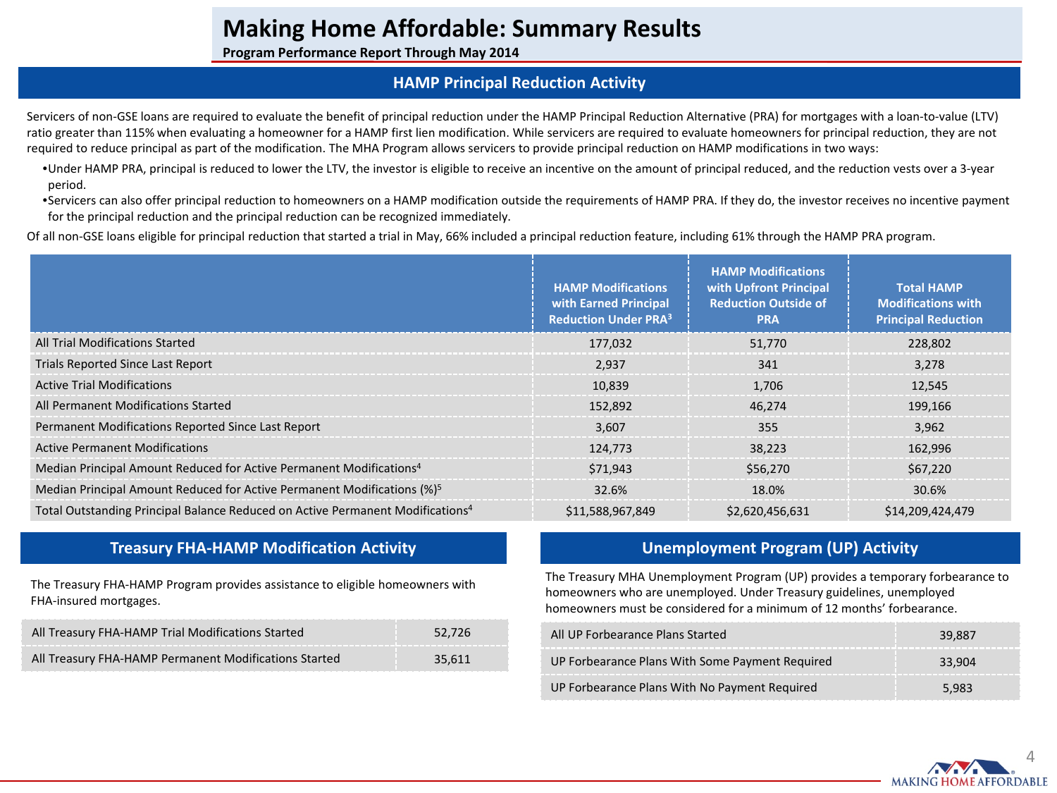# Making Home Affordable: Summary Results

**Program Performance Report Through May 2014**

## HAMP Principal Reduction Activity

Servicers of non-GSE loans are required to evaluate the benefit of principal reduction under the HAMP Principal Reduction Alternative (PRA) for mortgages with a loan-to-value (LTV) ratio greater than 115% when evaluating a homeowner for a HAMP first lien modification. While servicers are required to evaluate homeowners for principal reduction, they are not required to reduce principal as part of the modification. The MHA Program allows servicers to provide principal reduction on HAMP modifications in two ways:

- Under HAMP PRA, principal is reduced to lower the LTV, the investor is eligible to receive an incentive on the amount of principal reduced, and the reduction vests over a 3-year period.
- Servicers can also offer principal reduction to homeowners on a HAMP modification outside the requirements of HAMP PRA. If they do, the investor receives no incentive payment for the principal reduction and the principal reduction can be recognized immediately.

Of all non-GSE loans eligible for principal reduction that started a trial in May, 66% included a principal reduction feature, including 61% through the HAMP PRA program.

| | HAMP Modifications with Earned Principal Reduction Under PRA[3] | HAMP Modifications with Upfront Principal Reduction Outside of PRA | Total HAMP Modifications with Principal Reduction |
|---|---|---|---|
| All Trial Modifications Started | 177,032 | 51,770 | 228,802 |
| Trials Reported Since Last Report | 2,937 | 341 | 3,278 |
| Active Trial Modifications | 10,839 | 1,706 | 12,545 |
| All Permanent Modifications Started | 152,892 | 46,274 | 199,166 |
| Permanent Modifications Reported Since Last Report | 3,607 | 355 | 3,962 |
| Active Permanent Modifications | 124,773 | 38,223 | 162,996 |
| Median Principal Amount Reduced for Active Permanent Modifications[4] | $71,943 | $56,270 | $67,220 |
| Median Principal Amount Reduced for Active Permanent Modifications (%)[5] | 32.6% | 18.0% | 30.6% |
| Total Outstanding Principal Balance Reduced on Active Permanent Modifications[4] | $11,588,967,849 | $2,620,456,631 | $14,209,424,479 |

## Treasury FHA-HAMP Modification Activity

The Treasury FHA-HAMP Program provides assistance to eligible homeowners with FHA-insured mortgages.

| | |
|---|---|
| All Treasury FHA-HAMP Trial Modifications Started | 52,726 |
| All Treasury FHA-HAMP Permanent Modifications Started | 35,611 |

## Unemployment Program (UP) Activity

The Treasury MHA Unemployment Program (UP) provides a temporary forbearance to homeowners who are unemployed. Under Treasury guidelines, unemployed homeowners must be considered for a minimum of 12 months' forbearance.

| | |
|---|---|
| All UP Forbearance Plans Started | 39,887 |
| UP Forbearance Plans With Some Payment Required | 33,904 |
| UP Forbearance Plans With No Payment Required | 5,983 |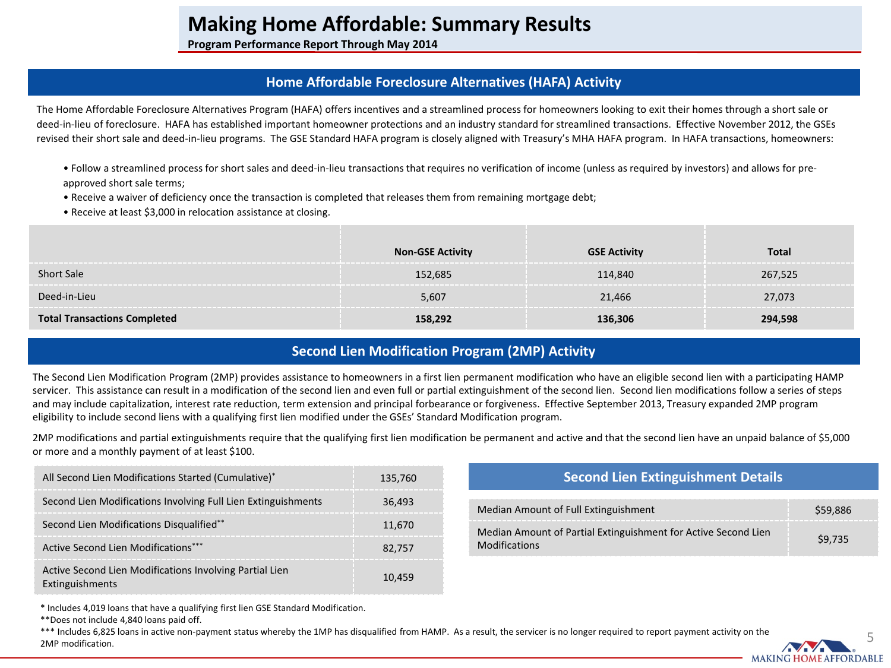# Making Home Affordable: Summary Results

**Program Performance Report Through May 2014**

## Home Affordable Foreclosure Alternatives (HAFA) Activity

The Home Affordable Foreclosure Alternatives Program (HAFA) offers incentives and a streamlined process for homeowners looking to exit their homes through a short sale or deed-in-lieu of foreclosure. HAFA has established important homeowner protections and an industry standard for streamlined transactions. Effective November 2012, the GSEs revised their short sale and deed-in-lieu programs. The GSE Standard HAFA program is closely aligned with Treasury's MHA HAFA program. In HAFA transactions, homeowners:

- Follow a streamlined process for short sales and deed-in-lieu transactions that requires no verification of income (unless as required by investors) and allows for pre-approved short sale terms;
- Receive a waiver of deficiency once the transaction is completed that releases them from remaining mortgage debt;
- Receive at least $3,000 in relocation assistance at closing.

| | Non-GSE Activity | GSE Activity | Total |
|---|---|---|---|
| Short Sale | 152,685 | 114,840 | 267,525 |
| Deed-in-Lieu | 5,607 | 21,466 | 27,073 |
| **Total Transactions Completed** | **158,292** | **136,306** | **294,598** |

## Second Lien Modification Program (2MP) Activity

The Second Lien Modification Program (2MP) provides assistance to homeowners in a first lien permanent modification who have an eligible second lien with a participating HAMP servicer. This assistance can result in a modification of the second lien and even full or partial extinguishment of the second lien. Second lien modifications follow a series of steps and may include capitalization, interest rate reduction, term extension and principal forbearance or forgiveness. Effective September 2013, Treasury expanded 2MP program eligibility to include second liens with a qualifying first lien modified under the GSEs' Standard Modification program.

2MP modifications and partial extinguishments require that the qualifying first lien modification be permanent and active and that the second lien have an unpaid balance of $5,000 or more and a monthly payment of at least $100.

| | |
|---|---|
| All Second Lien Modifications Started (Cumulative)* | 135,760 |
| Second Lien Modifications Involving Full Lien Extinguishments | 36,493 |
| Second Lien Modifications Disqualified** | 11,670 |
| Active Second Lien Modifications*** | 82,757 |
| Active Second Lien Modifications Involving Partial Lien Extinguishments | 10,459 |

### Second Lien Extinguishment Details

| | |
|---|---|
| Median Amount of Full Extinguishment | $59,886 |
| Median Amount of Partial Extinguishment for Active Second Lien Modifications | $9,735 |

\* Includes 4,019 loans that have a qualifying first lien GSE Standard Modification.

**Does not include 4,840 loans paid off.

*** Includes 6,825 loans in active non-payment status whereby the 1MP has disqualified from HAMP. As a result, the servicer is no longer required to report payment activity on the 2MP modification.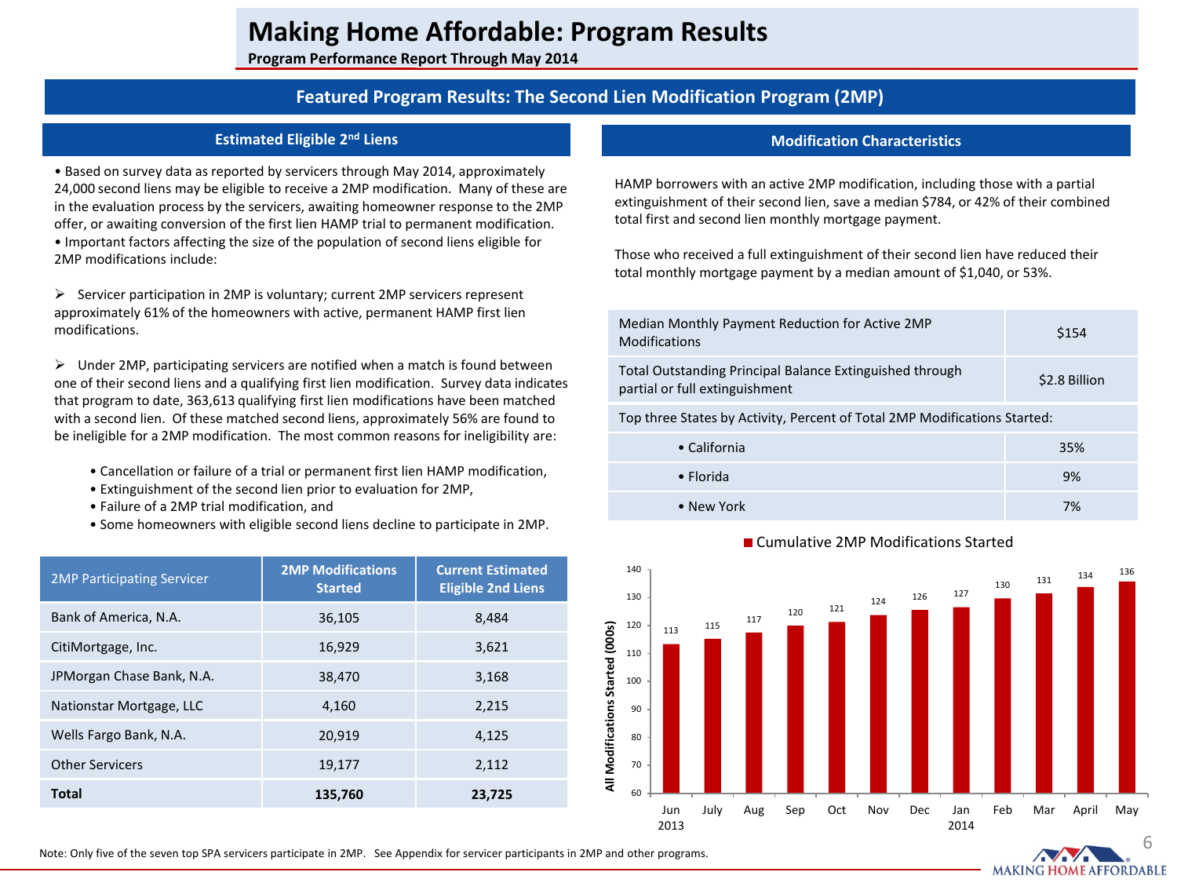# Making Home Affordable: Program Results

**Program Performance Report Through May 2014**

## Featured Program Results: The Second Lien Modification Program (2MP)

### Estimated Eligible 2nd Liens

- Based on survey data as reported by servicers through May 2014, approximately 24,000 second liens may be eligible to receive a 2MP modification. Many of these are in the evaluation process by the servicers, awaiting homeowner response to the 2MP offer, or awaiting conversion of the first lien HAMP trial to permanent modification.
- Important factors affecting the size of the population of second liens eligible for 2MP modifications include:

➢ Servicer participation in 2MP is voluntary; current 2MP servicers represent approximately 61% of the homeowners with active, permanent HAMP first lien modifications.

➢ Under 2MP, participating servicers are notified when a match is found between one of their second liens and a qualifying first lien modification. Survey data indicates that program to date, 363,613 qualifying first lien modifications have been matched with a second lien. Of these matched second liens, approximately 56% are found to be ineligible for a 2MP modification. The most common reasons for ineligibility are:

- Cancellation or failure of a trial or permanent first lien HAMP modification,
- Extinguishment of the second lien prior to evaluation for 2MP,
- Failure of a 2MP trial modification, and
- Some homeowners with eligible second liens decline to participate in 2MP.

| 2MP Participating Servicer | 2MP Modifications Started | Current Estimated Eligible 2nd Liens |
|---|---|---|
| Bank of America, N.A. | 36,105 | 8,484 |
| CitiMortgage, Inc. | 16,929 | 3,621 |
| JPMorgan Chase Bank, N.A. | 38,470 | 3,168 |
| Nationstar Mortgage, LLC | 4,160 | 2,215 |
| Wells Fargo Bank, N.A. | 20,919 | 4,125 |
| Other Servicers | 19,177 | 2,112 |
| **Total** | **135,760** | **23,725** |

### Modification Characteristics

HAMP borrowers with an active 2MP modification, including those with a partial extinguishment of their second lien, save a median $784, or 42% of their combined total first and second lien monthly mortgage payment.

Those who received a full extinguishment of their second lien have reduced their total monthly mortgage payment by a median amount of $1,040, or 53%.

| | |
|---|---|
| Median Monthly Payment Reduction for Active 2MP Modifications | $154 |
| Total Outstanding Principal Balance Extinguished through partial or full extinguishment | $2.8 Billion |
| Top three States by Activity, Percent of Total 2MP Modifications Started: | |
| • California | 35% |
| • Florida | 9% |
| • New York | 7% |

**Cumulative 2MP Modifications Started**

All Modifications Started (000s)

| Month | Jun 2013 | July | Aug | Sep | Oct | Nov | Dec | Jan 2014 | Feb | Mar | April | May |
|---|---|---|---|---|---|---|---|---|---|---|---|---|
| Modifications Started (000s) | 113 | 115 | 117 | 120 | 121 | 124 | 126 | 127 | 130 | 131 | 134 | 136 |

Note: Only five of the seven top SPA servicers participate in 2MP. See Appendix for servicer participants in 2MP and other programs.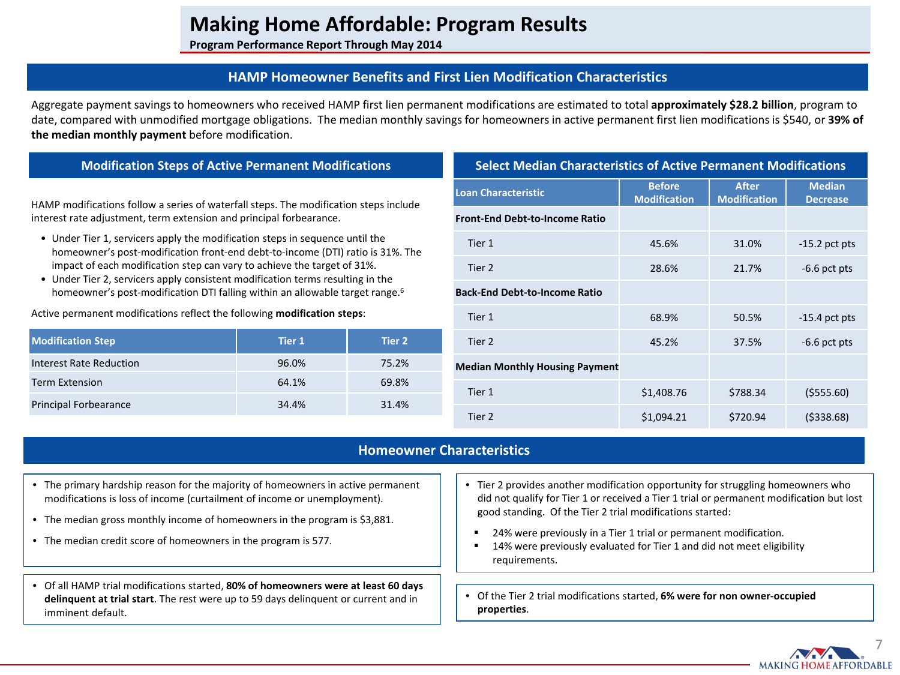# Making Home Affordable: Program Results

**Program Performance Report Through May 2014**

## HAMP Homeowner Benefits and First Lien Modification Characteristics

Aggregate payment savings to homeowners who received HAMP first lien permanent modifications are estimated to total **approximately $28.2 billion**, program to date, compared with unmodified mortgage obligations. The median monthly savings for homeowners in active permanent first lien modifications is $540, or **39% of the median monthly payment** before modification.

### Modification Steps of Active Permanent Modifications

HAMP modifications follow a series of waterfall steps. The modification steps include interest rate adjustment, term extension and principal forbearance.

- Under Tier 1, servicers apply the modification steps in sequence until the homeowner's post-modification front-end debt-to-income (DTI) ratio is 31%. The impact of each modification step can vary to achieve the target of 31%.
- Under Tier 2, servicers apply consistent modification terms resulting in the homeowner's post-modification DTI falling within an allowable target range.[6]

Active permanent modifications reflect the following **modification steps**:

| Modification Step | Tier 1 | Tier 2 |
|---|---|---|
| Interest Rate Reduction | 96.0% | 75.2% |
| Term Extension | 64.1% | 69.8% |
| Principal Forbearance | 34.4% | 31.4% |

### Select Median Characteristics of Active Permanent Modifications

| Loan Characteristic | Before Modification | After Modification | Median Decrease |
|---|---|---|---|
| **Front-End Debt-to-Income Ratio** | | | |
| Tier 1 | 45.6% | 31.0% | -15.2 pct pts |
| Tier 2 | 28.6% | 21.7% | -6.6 pct pts |
| **Back-End Debt-to-Income Ratio** | | | |
| Tier 1 | 68.9% | 50.5% | -15.4 pct pts |
| Tier 2 | 45.2% | 37.5% | -6.6 pct pts |
| **Median Monthly Housing Payment** | | | |
| Tier 1 | $1,408.76 | $788.34 | ($555.60) |
| Tier 2 | $1,094.21 | $720.94 | ($338.68) |

## Homeowner Characteristics

- The primary hardship reason for the majority of homeowners in active permanent modifications is loss of income (curtailment of income or unemployment).
- The median gross monthly income of homeowners in the program is $3,881.
- The median credit score of homeowners in the program is 577.

- Of all HAMP trial modifications started, **80% of homeowners were at least 60 days delinquent at trial start**. The rest were up to 59 days delinquent or current and in imminent default.

- Tier 2 provides another modification opportunity for struggling homeowners who did not qualify for Tier 1 or received a Tier 1 trial or permanent modification but lost good standing. Of the Tier 2 trial modifications started:
  - 24% were previously in a Tier 1 trial or permanent modification.
  - 14% were previously evaluated for Tier 1 and did not meet eligibility requirements.

- Of the Tier 2 trial modifications started, **6% were for non owner-occupied properties**.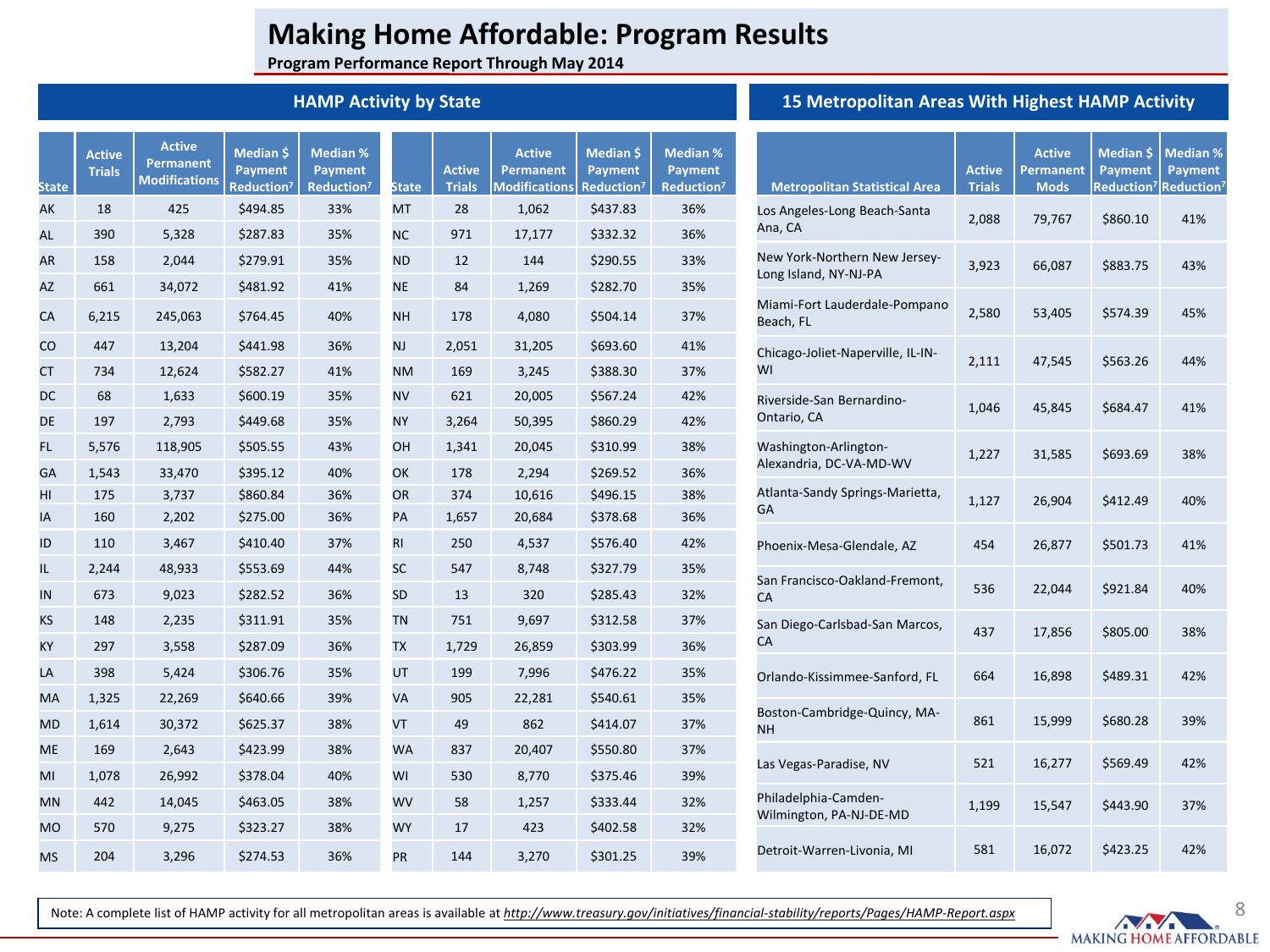# Making Home Affordable: Program Results

**Program Performance Report Through May 2014**

## HAMP Activity by State

| State | Active Trials | Active Permanent Modifications | Median $ Payment Reduction[7] | Median % Payment Reduction[7] | State | Active Trials | Active Permanent Modifications | Median $ Payment Reduction[7] | Median % Payment Reduction[7] |
|---|---|---|---|---|---|---|---|---|---|
| AK | 18 | 425 | $494.85 | 33% | MT | 28 | 1,062 | $437.83 | 36% |
| AL | 390 | 5,328 | $287.83 | 35% | NC | 971 | 17,177 | $332.32 | 36% |
| AR | 158 | 2,044 | $279.91 | 35% | ND | 12 | 144 | $290.55 | 33% |
| AZ | 661 | 34,072 | $481.92 | 41% | NE | 84 | 1,269 | $282.70 | 35% |
| CA | 6,215 | 245,063 | $764.45 | 40% | NH | 178 | 4,080 | $504.14 | 37% |
| CO | 447 | 13,204 | $441.98 | 36% | NJ | 2,051 | 31,205 | $693.60 | 41% |
| CT | 734 | 12,624 | $582.27 | 41% | NM | 169 | 3,245 | $388.30 | 37% |
| DC | 68 | 1,633 | $600.19 | 35% | NV | 621 | 20,005 | $567.24 | 42% |
| DE | 197 | 2,793 | $449.68 | 35% | NY | 3,264 | 50,395 | $860.29 | 42% |
| FL | 5,576 | 118,905 | $505.55 | 43% | OH | 1,341 | 20,045 | $310.99 | 38% |
| GA | 1,543 | 33,470 | $395.12 | 40% | OK | 178 | 2,294 | $269.52 | 36% |
| HI | 175 | 3,737 | $860.84 | 36% | OR | 374 | 10,616 | $496.15 | 38% |
| IA | 160 | 2,202 | $275.00 | 36% | PA | 1,657 | 20,684 | $378.68 | 36% |
| ID | 110 | 3,467 | $410.40 | 37% | RI | 250 | 4,537 | $576.40 | 42% |
| IL | 2,244 | 48,933 | $553.69 | 44% | SC | 547 | 8,748 | $327.79 | 35% |
| IN | 673 | 9,023 | $282.52 | 36% | SD | 13 | 320 | $285.43 | 32% |
| KS | 148 | 2,235 | $311.91 | 35% | TN | 751 | 9,697 | $312.58 | 37% |
| KY | 297 | 3,558 | $287.09 | 36% | TX | 1,729 | 26,859 | $303.99 | 36% |
| LA | 398 | 5,424 | $306.76 | 35% | UT | 199 | 7,996 | $476.22 | 35% |
| MA | 1,325 | 22,269 | $640.66 | 39% | VA | 905 | 22,281 | $540.61 | 35% |
| MD | 1,614 | 30,372 | $625.37 | 38% | VT | 49 | 862 | $414.07 | 37% |
| ME | 169 | 2,643 | $423.99 | 38% | WA | 837 | 20,407 | $550.80 | 37% |
| MI | 1,078 | 26,992 | $378.04 | 40% | WI | 530 | 8,770 | $375.46 | 39% |
| MN | 442 | 14,045 | $463.05 | 38% | WV | 58 | 1,257 | $333.44 | 32% |
| MO | 570 | 9,275 | $323.27 | 38% | WY | 17 | 423 | $402.58 | 32% |
| MS | 204 | 3,296 | $274.53 | 36% | PR | 144 | 3,270 | $301.25 | 39% |

## 15 Metropolitan Areas With Highest HAMP Activity

| Metropolitan Statistical Area | Active Trials | Active Permanent Mods | Median $ Payment Reduction[7] | Median % Payment Reduction[7] |
|---|---|---|---|---|
| Los Angeles-Long Beach-Santa Ana, CA | 2,088 | 79,767 | $860.10 | 41% |
| New York-Northern New Jersey-Long Island, NY-NJ-PA | 3,923 | 66,087 | $883.75 | 43% |
| Miami-Fort Lauderdale-Pompano Beach, FL | 2,580 | 53,405 | $574.39 | 45% |
| Chicago-Joliet-Naperville, IL-IN-WI | 2,111 | 47,545 | $563.26 | 44% |
| Riverside-San Bernardino-Ontario, CA | 1,046 | 45,845 | $684.47 | 41% |
| Washington-Arlington-Alexandria, DC-VA-MD-WV | 1,227 | 31,585 | $693.69 | 38% |
| Atlanta-Sandy Springs-Marietta, GA | 1,127 | 26,904 | $412.49 | 40% |
| Phoenix-Mesa-Glendale, AZ | 454 | 26,877 | $501.73 | 41% |
| San Francisco-Oakland-Fremont, CA | 536 | 22,044 | $921.84 | 40% |
| San Diego-Carlsbad-San Marcos, CA | 437 | 17,856 | $805.00 | 38% |
| Orlando-Kissimmee-Sanford, FL | 664 | 16,898 | $489.31 | 42% |
| Boston-Cambridge-Quincy, MA-NH | 861 | 15,999 | $680.28 | 39% |
| Las Vegas-Paradise, NV | 521 | 16,277 | $569.49 | 42% |
| Philadelphia-Camden-Wilmington, PA-NJ-DE-MD | 1,199 | 15,547 | $443.90 | 37% |
| Detroit-Warren-Livonia, MI | 581 | 16,072 | $423.25 | 42% |

Note: A complete list of HAMP activity for all metropolitan areas is available at *http://www.treasury.gov/initiatives/financial-stability/reports/Pages/HAMP-Report.aspx*

MAKING HOME AFFORDABLE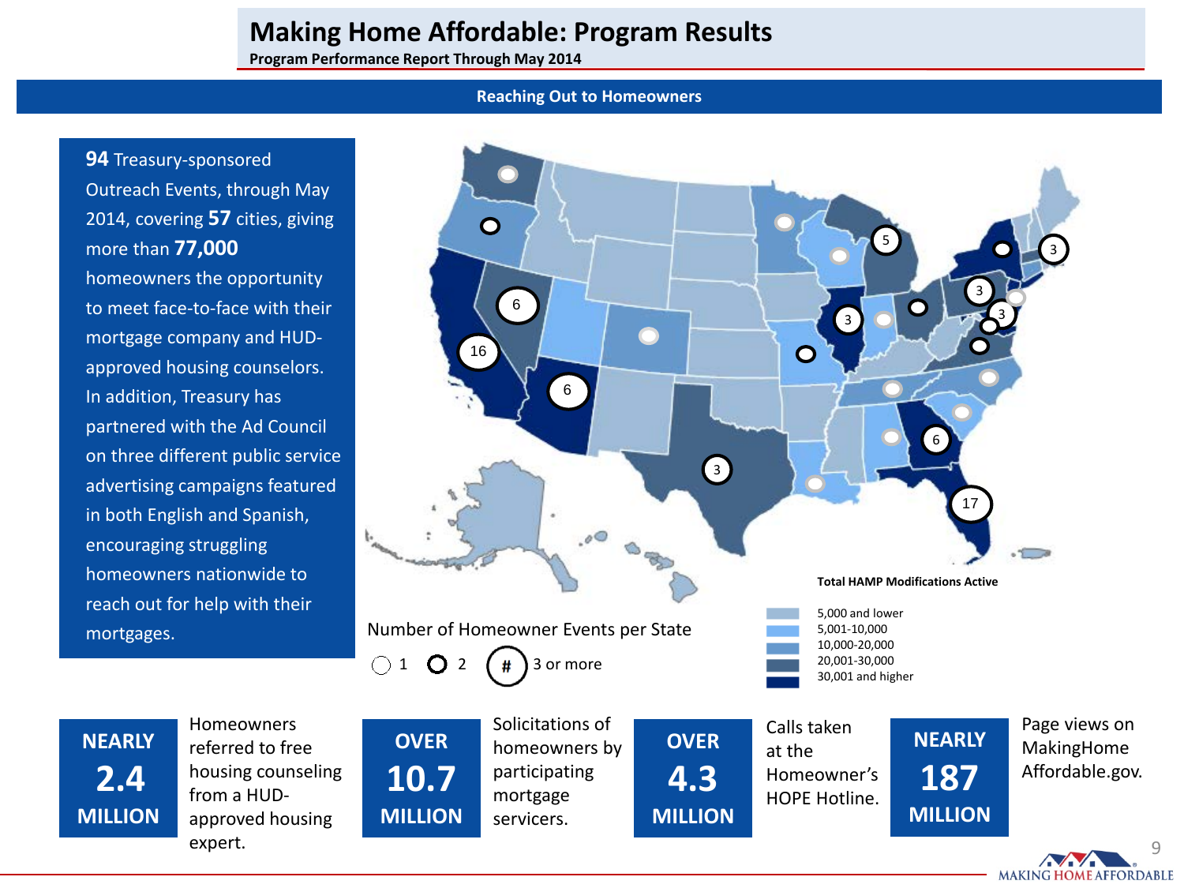# Making Home Affordable: Program Results

**Program Performance Report Through May 2014**

## Reaching Out to Homeowners

**94** Treasury-sponsored Outreach Events, through May 2014, covering **57** cities, giving more than **77,000** homeowners the opportunity to meet face-to-face with their mortgage company and HUD-approved housing counselors. In addition, Treasury has partnered with the Ad Council on three different public service advertising campaigns featured in both English and Spanish, encouraging struggling homeowners nationwide to reach out for help with their mortgages.

Number of Homeowner Events per State

1 | 2 | # 3 or more

**Total HAMP Modifications Active**

- 5,000 and lower
- 5,001-10,000
- 10,000-20,000
- 20,001-30,000
- 30,001 and higher

**NEARLY 2.4 MILLION** Homeowners referred to free housing counseling from a HUD-approved housing expert.

**OVER 10.7 MILLION** Solicitations of homeowners by participating mortgage servicers.

**OVER 4.3 MILLION** Calls taken at the Homeowner's HOPE Hotline.

**NEARLY 187 MILLION** Page views on MakingHomeAffordable.gov.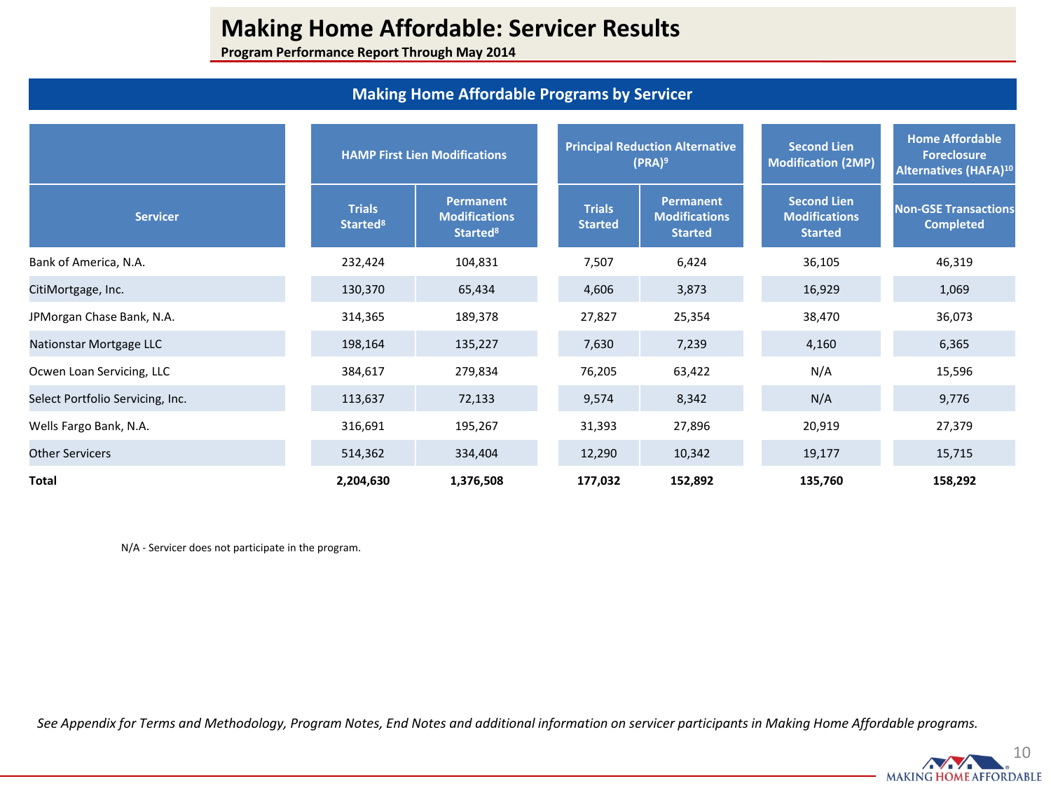# Making Home Affordable: Servicer Results

**Program Performance Report Through May 2014**

## Making Home Affordable Programs by Servicer

| Servicer | HAMP First Lien Modifications | | Principal Reduction Alternative (PRA)[9] | | Second Lien Modification (2MP) | Home Affordable Foreclosure Alternatives (HAFA)[10] |
|---|---|---|---|---|---|---|
| | Trials Started[8] | Permanent Modifications Started[8] | Trials Started | Permanent Modifications Started | Second Lien Modifications Started | Non-GSE Transactions Completed |
| Bank of America, N.A. | 232,424 | 104,831 | 7,507 | 6,424 | 36,105 | 46,319 |
| CitiMortgage, Inc. | 130,370 | 65,434 | 4,606 | 3,873 | 16,929 | 1,069 |
| JPMorgan Chase Bank, N.A. | 314,365 | 189,378 | 27,827 | 25,354 | 38,470 | 36,073 |
| Nationstar Mortgage LLC | 198,164 | 135,227 | 7,630 | 7,239 | 4,160 | 6,365 |
| Ocwen Loan Servicing, LLC | 384,617 | 279,834 | 76,205 | 63,422 | N/A | 15,596 |
| Select Portfolio Servicing, Inc. | 113,637 | 72,133 | 9,574 | 8,342 | N/A | 9,776 |
| Wells Fargo Bank, N.A. | 316,691 | 195,267 | 31,393 | 27,896 | 20,919 | 27,379 |
| Other Servicers | 514,362 | 334,404 | 12,290 | 10,342 | 19,177 | 15,715 |
| **Total** | **2,204,630** | **1,376,508** | **177,032** | **152,892** | **135,760** | **158,292** |

N/A - Servicer does not participate in the program.

*See Appendix for Terms and Methodology, Program Notes, End Notes and additional information on servicer participants in Making Home Affordable programs.*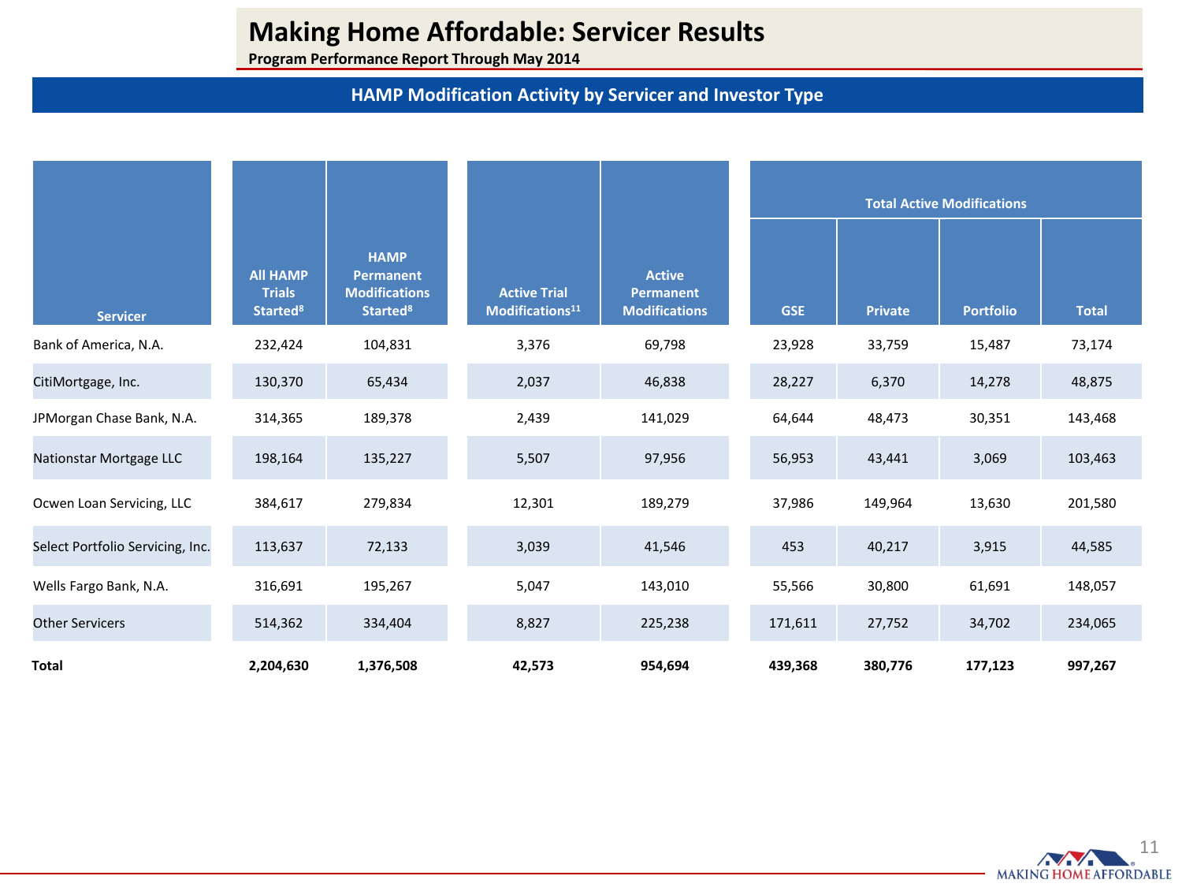# Making Home Affordable: Servicer Results

**Program Performance Report Through May 2014**

## HAMP Modification Activity by Servicer and Investor Type

| Servicer | All HAMP Trials Started[8] | HAMP Permanent Modifications Started[8] | Active Trial Modifications[11] | Active Permanent Modifications | Total Active Modifications | | | |
|---|---|---|---|---|---|---|---|---|
| | | | | | GSE | Private | Portfolio | Total |
| Bank of America, N.A. | 232,424 | 104,831 | 3,376 | 69,798 | 23,928 | 33,759 | 15,487 | 73,174 |
| CitiMortgage, Inc. | 130,370 | 65,434 | 2,037 | 46,838 | 28,227 | 6,370 | 14,278 | 48,875 |
| JPMorgan Chase Bank, N.A. | 314,365 | 189,378 | 2,439 | 141,029 | 64,644 | 48,473 | 30,351 | 143,468 |
| Nationstar Mortgage LLC | 198,164 | 135,227 | 5,507 | 97,956 | 56,953 | 43,441 | 3,069 | 103,463 |
| Ocwen Loan Servicing, LLC | 384,617 | 279,834 | 12,301 | 189,279 | 37,986 | 149,964 | 13,630 | 201,580 |
| Select Portfolio Servicing, Inc. | 113,637 | 72,133 | 3,039 | 41,546 | 453 | 40,217 | 3,915 | 44,585 |
| Wells Fargo Bank, N.A. | 316,691 | 195,267 | 5,047 | 143,010 | 55,566 | 30,800 | 61,691 | 148,057 |
| Other Servicers | 514,362 | 334,404 | 8,827 | 225,238 | 171,611 | 27,752 | 34,702 | 234,065 |
| **Total** | **2,204,630** | **1,376,508** | **42,573** | **954,694** | **439,368** | **380,776** | **177,123** | **997,267** |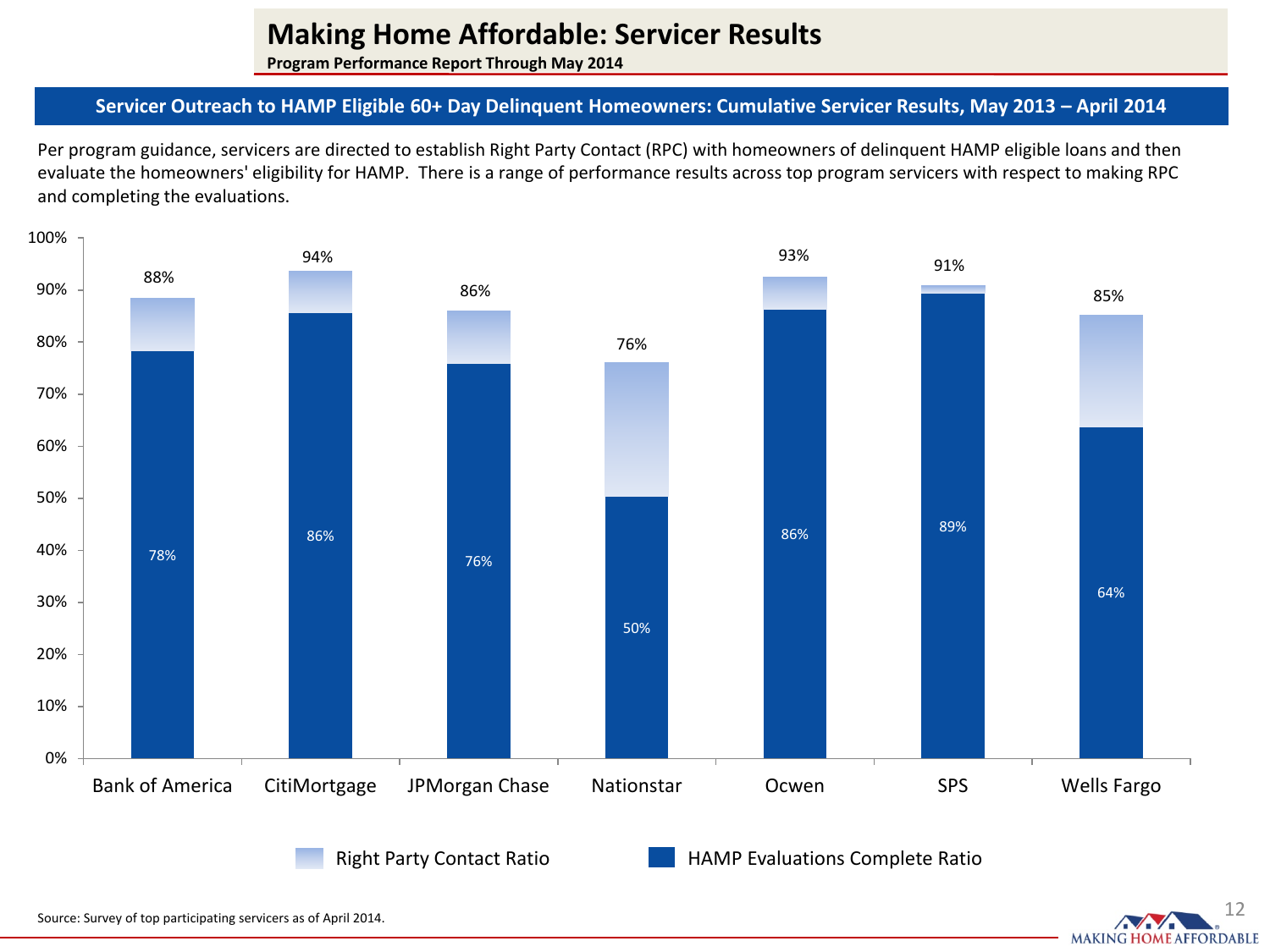# Making Home Affordable: Servicer Results

**Program Performance Report Through May 2014**

## Servicer Outreach to HAMP Eligible 60+ Day Delinquent Homeowners: Cumulative Servicer Results, May 2013 – April 2014

Per program guidance, servicers are directed to establish Right Party Contact (RPC) with homeowners of delinquent HAMP eligible loans and then evaluate the homeowners' eligibility for HAMP. There is a range of performance results across top program servicers with respect to making RPC and completing the evaluations.

| Servicer | Right Party Contact Ratio | HAMP Evaluations Complete Ratio |
|---|---|---|
| Bank of America | 88% | 78% |
| CitiMortgage | 94% | 86% |
| JPMorgan Chase | 86% | 76% |
| Nationstar | 76% | 50% |
| Ocwen | 93% | 86% |
| SPS | 91% | 89% |
| Wells Fargo | 85% | 64% |

Source: Survey of top participating servicers as of April 2014.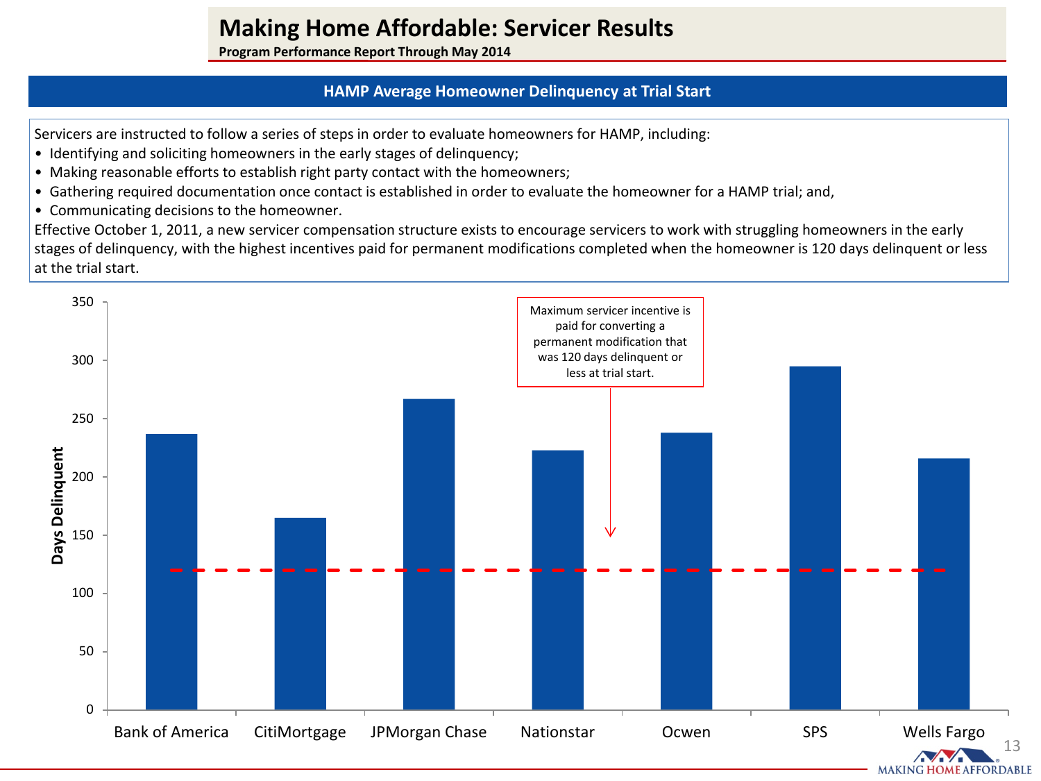# Making Home Affordable: Servicer Results

**Program Performance Report Through May 2014**

## HAMP Average Homeowner Delinquency at Trial Start

Servicers are instructed to follow a series of steps in order to evaluate homeowners for HAMP, including:

- Identifying and soliciting homeowners in the early stages of delinquency;
- Making reasonable efforts to establish right party contact with the homeowners;
- Gathering required documentation once contact is established in order to evaluate the homeowner for a HAMP trial; and,
- Communicating decisions to the homeowner.

Effective October 1, 2011, a new servicer compensation structure exists to encourage servicers to work with struggling homeowners in the early stages of delinquency, with the highest incentives paid for permanent modifications completed when the homeowner is 120 days delinquent or less at the trial start.

Maximum servicer incentive is paid for converting a permanent modification that was 120 days delinquent or less at trial start.

Days Delinquent

| Servicer | Days Delinquent (approx.) |
|---|---|
| Bank of America | 237 |
| CitiMortgage | 165 |
| JPMorgan Chase | 267 |
| Nationstar | 223 |
| Ocwen | 238 |
| SPS | 295 |
| Wells Fargo | 216 |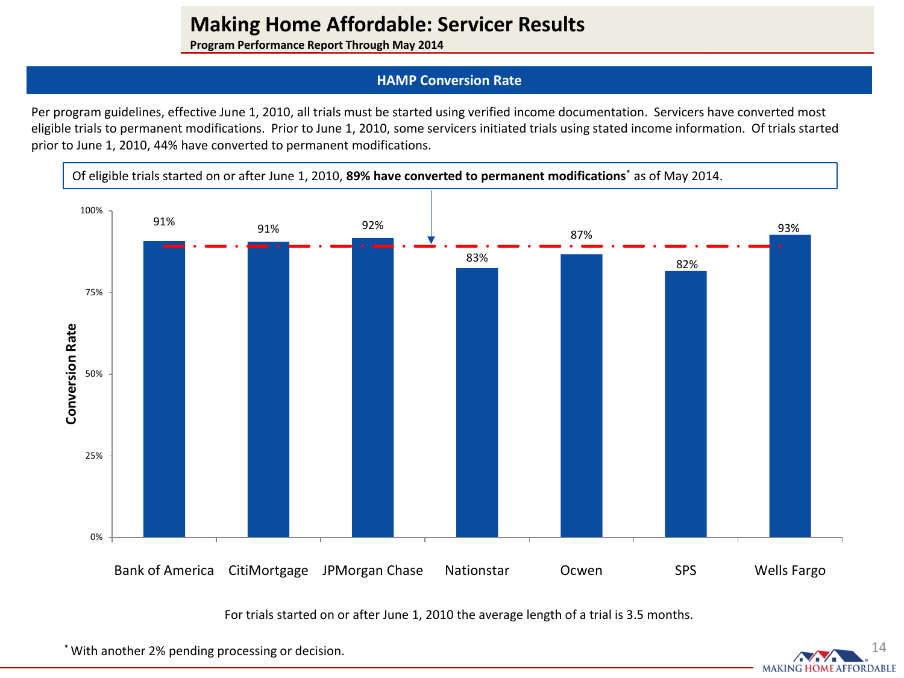# Making Home Affordable: Servicer Results

**Program Performance Report Through May 2014**

## HAMP Conversion Rate

Per program guidelines, effective June 1, 2010, all trials must be started using verified income documentation. Servicers have converted most eligible trials to permanent modifications. Prior to June 1, 2010, some servicers initiated trials using stated income information. Of trials started prior to June 1, 2010, 44% have converted to permanent modifications.

Of eligible trials started on or after June 1, 2010, **89% have converted to permanent modifications*** as of May 2014.

| Servicer | Conversion Rate |
|---|---|
| Bank of America | 91% |
| CitiMortgage | 91% |
| JPMorgan Chase | 92% |
| Nationstar | 83% |
| Ocwen | 87% |
| SPS | 82% |
| Wells Fargo | 93% |

For trials started on or after June 1, 2010 the average length of a trial is 3.5 months.

* With another 2% pending processing or decision.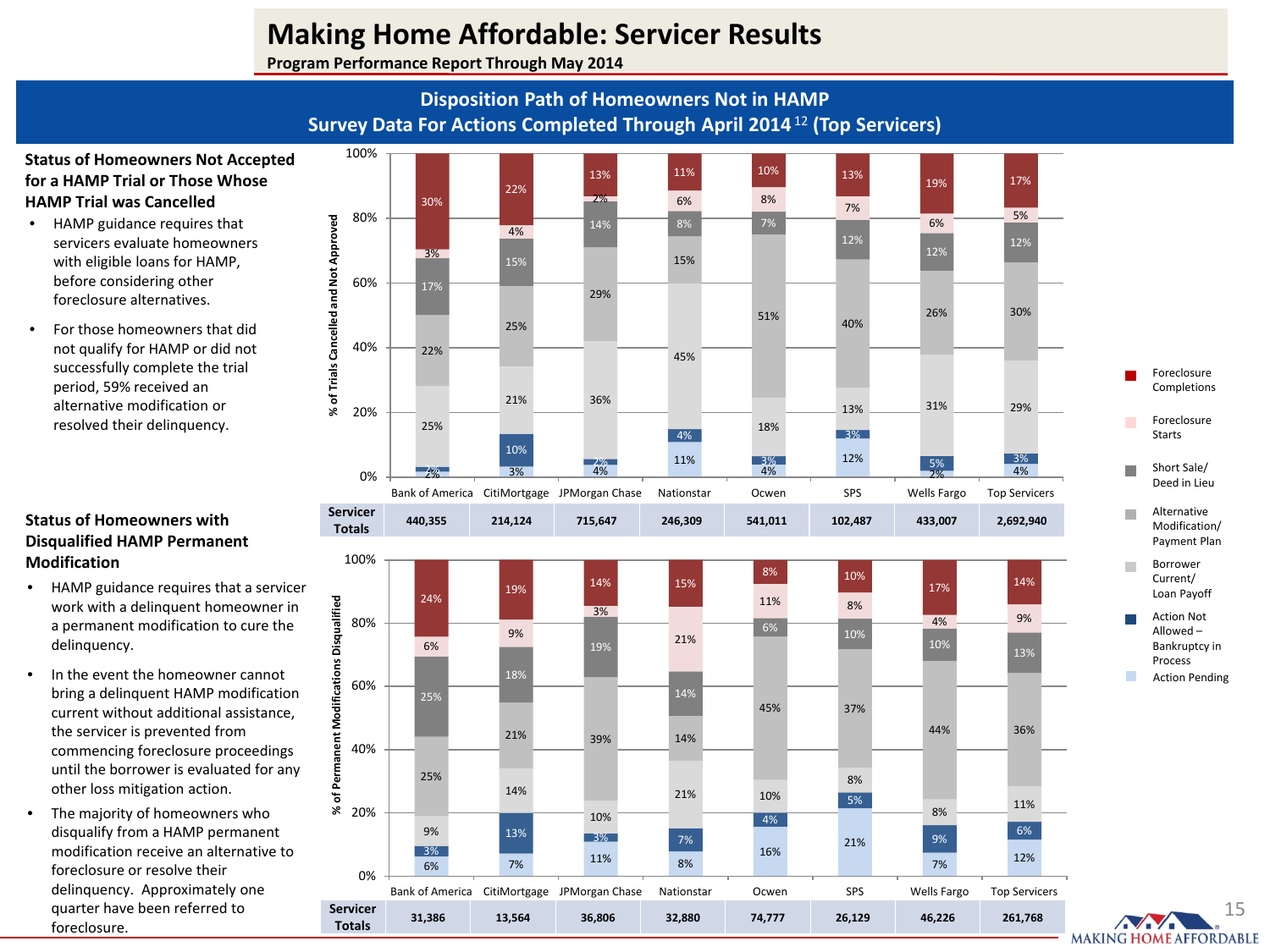# Making Home Affordable: Servicer Results

**Program Performance Report Through May 2014**

## Disposition Path of Homeowners Not in HAMP
## Survey Data For Actions Completed Through April 2014 [12] (Top Servicers)

### Status of Homeowners Not Accepted for a HAMP Trial or Those Whose HAMP Trial was Cancelled

- HAMP guidance requires that servicers evaluate homeowners with eligible loans for HAMP, before considering other foreclosure alternatives.
- For those homeowners that did not qualify for HAMP or did not successfully complete the trial period, 59% received an alternative modification or resolved their delinquency.

% of Trials Cancelled and Not Approved

| | Bank of America | CitiMortgage | JPMorgan Chase | Nationstar | Ocwen | SPS | Wells Fargo | Top Servicers |
|---|---|---|---|---|---|---|---|---|
| Foreclosure Completions | 30% | 22% | 13% | 11% | 10% | 13% | 19% | 17% |
| Foreclosure Starts | 3% | 4% | 2% | 6% | 8% | 7% | 6% | 5% |
| Short Sale/ Deed in Lieu | 17% | 15% | 14% | 8% | 7% | 12% | 12% | 12% |
| Alternative Modification/ Payment Plan | 22% | 25% | 29% | 15% | 51% | 40% | 26% | 30% |
| Borrower Current/ Loan Payoff | 25% | 21% | 36% | 45% | 18% | 13% | 31% | 29% |
| Action Not Allowed – Bankruptcy in Process | 2% | 10% | 2% | 4% | 3% | 3% | 5% | 3% |
| Action Pending | 2% | 3% | 4% | 11% | 4% | 12% | 2% | 4% |
| **Servicer Totals** | 440,355 | 214,124 | 715,647 | 246,309 | 541,011 | 102,487 | 433,007 | 2,692,940 |

### Status of Homeowners with Disqualified HAMP Permanent Modification

- HAMP guidance requires that a servicer work with a delinquent homeowner in a permanent modification to cure the delinquency.
- In the event the homeowner cannot bring a delinquent HAMP modification current without additional assistance, the servicer is prevented from commencing foreclosure proceedings until the borrower is evaluated for any other loss mitigation action.
- The majority of homeowners who disqualify from a HAMP permanent modification receive an alternative to foreclosure or resolve their delinquency. Approximately one quarter have been referred to foreclosure.

% of Permanent Modifications Disqualified

| | Bank of America | CitiMortgage | JPMorgan Chase | Nationstar | Ocwen | SPS | Wells Fargo | Top Servicers |
|---|---|---|---|---|---|---|---|---|
| Foreclosure Completions | 24% | 19% | 14% | 15% | 8% | 10% | 17% | 14% |
| Foreclosure Starts | 6% | 9% | 3% | 21% | 11% | 8% | 4% | 9% |
| Short Sale/ Deed in Lieu | 25% | 18% | 19% | 14% | 6% | 10% | 10% | 13% |
| Alternative Modification/ Payment Plan | 25% | 21% | 39% | 14% | 45% | 37% | 44% | 36% |
| Borrower Current/ Loan Payoff | 9% | 14% | 10% | 21% | 10% | 8% | 8% | 11% |
| Action Not Allowed – Bankruptcy in Process | 3% | 13% | 3% | 7% | 4% | 5% | 9% | 6% |
| Action Pending | 6% | 7% | 11% | 8% | 16% | 21% | 7% | 12% |
| **Servicer Totals** | 31,386 | 13,564 | 36,806 | 32,880 | 74,777 | 26,129 | 46,226 | 261,768 |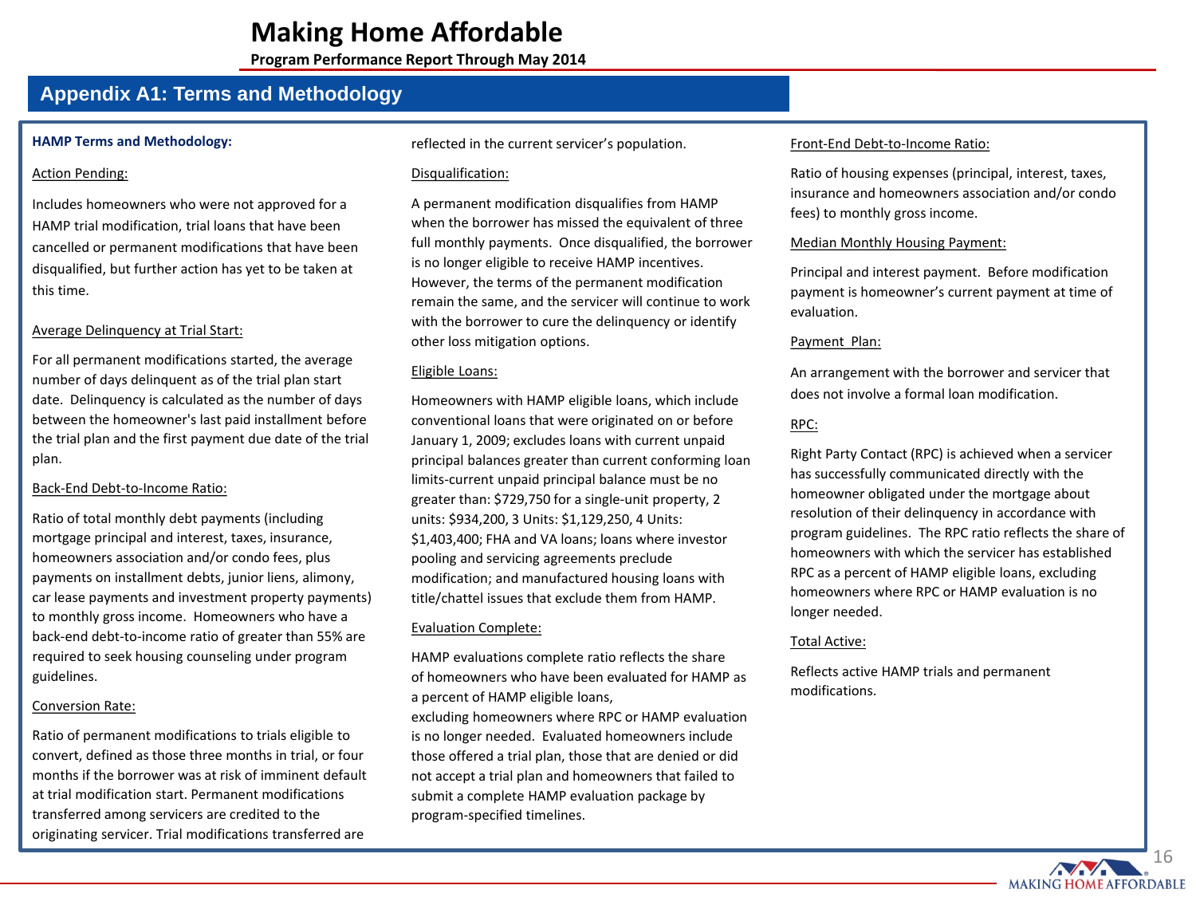# Making Home Affordable

**Program Performance Report Through May 2014**

## Appendix A1: Terms and Methodology

**HAMP Terms and Methodology:**

Action Pending:

Includes homeowners who were not approved for a HAMP trial modification, trial loans that have been cancelled or permanent modifications that have been disqualified, but further action has yet to be taken at this time.

Average Delinquency at Trial Start:

For all permanent modifications started, the average number of days delinquent as of the trial plan start date. Delinquency is calculated as the number of days between the homeowner's last paid installment before the trial plan and the first payment due date of the trial plan.

Back-End Debt-to-Income Ratio:

Ratio of total monthly debt payments (including mortgage principal and interest, taxes, insurance, homeowners association and/or condo fees, plus payments on installment debts, junior liens, alimony, car lease payments and investment property payments) to monthly gross income. Homeowners who have a back-end debt-to-income ratio of greater than 55% are required to seek housing counseling under program guidelines.

Conversion Rate:

Ratio of permanent modifications to trials eligible to convert, defined as those three months in trial, or four months if the borrower was at risk of imminent default at trial modification start. Permanent modifications transferred among servicers are credited to the originating servicer. Trial modifications transferred are reflected in the current servicer's population.

Disqualification:

A permanent modification disqualifies from HAMP when the borrower has missed the equivalent of three full monthly payments. Once disqualified, the borrower is no longer eligible to receive HAMP incentives. However, the terms of the permanent modification remain the same, and the servicer will continue to work with the borrower to cure the delinquency or identify other loss mitigation options.

Eligible Loans:

Homeowners with HAMP eligible loans, which include conventional loans that were originated on or before January 1, 2009; excludes loans with current unpaid principal balances greater than current conforming loan limits-current unpaid principal balance must be no greater than: $729,750 for a single-unit property, 2 units: $934,200, 3 Units: $1,129,250, 4 Units: $1,403,400; FHA and VA loans; loans where investor pooling and servicing agreements preclude modification; and manufactured housing loans with title/chattel issues that exclude them from HAMP.

Evaluation Complete:

HAMP evaluations complete ratio reflects the share of homeowners who have been evaluated for HAMP as a percent of HAMP eligible loans, excluding homeowners where RPC or HAMP evaluation is no longer needed. Evaluated homeowners include those offered a trial plan, those that are denied or did not accept a trial plan and homeowners that failed to submit a complete HAMP evaluation package by program-specified timelines.

Front-End Debt-to-Income Ratio:

Ratio of housing expenses (principal, interest, taxes, insurance and homeowners association and/or condo fees) to monthly gross income.

Median Monthly Housing Payment:

Principal and interest payment. Before modification payment is homeowner's current payment at time of evaluation.

Payment Plan:

An arrangement with the borrower and servicer that does not involve a formal loan modification.

RPC:

Right Party Contact (RPC) is achieved when a servicer has successfully communicated directly with the homeowner obligated under the mortgage about resolution of their delinquency in accordance with program guidelines. The RPC ratio reflects the share of homeowners with which the servicer has established RPC as a percent of HAMP eligible loans, excluding homeowners where RPC or HAMP evaluation is no longer needed.

Total Active:

Reflects active HAMP trials and permanent modifications.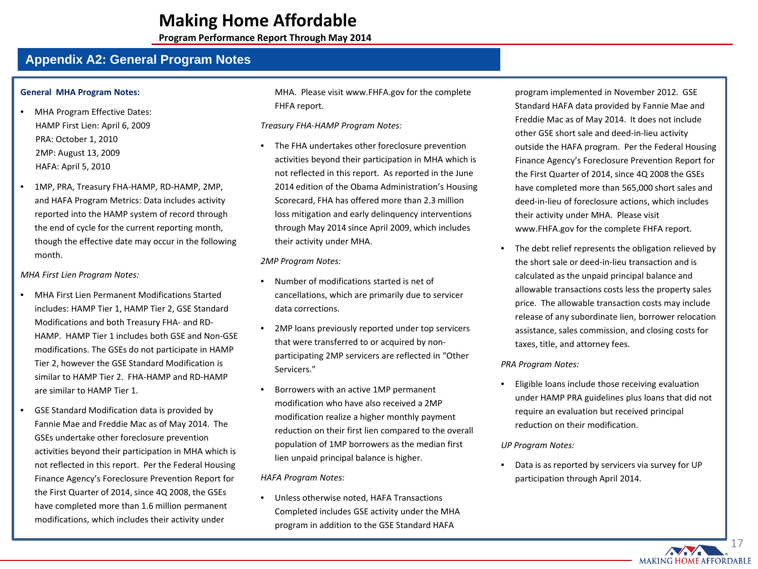# Making Home Affordable

**Program Performance Report Through May 2014**

## Appendix A2: General Program Notes

**General MHA Program Notes:**

- MHA Program Effective Dates:
  HAMP First Lien: April 6, 2009
  PRA: October 1, 2010
  2MP: August 13, 2009
  HAFA: April 5, 2010
- 1MP, PRA, Treasury FHA-HAMP, RD-HAMP, 2MP, and HAFA Program Metrics: Data includes activity reported into the HAMP system of record through the end of cycle for the current reporting month, though the effective date may occur in the following month.

*MHA First Lien Program Notes:*

- MHA First Lien Permanent Modifications Started includes: HAMP Tier 1, HAMP Tier 2, GSE Standard Modifications and both Treasury FHA- and RD-HAMP. HAMP Tier 1 includes both GSE and Non-GSE modifications. The GSEs do not participate in HAMP Tier 2, however the GSE Standard Modification is similar to HAMP Tier 2. FHA-HAMP and RD-HAMP are similar to HAMP Tier 1.
- GSE Standard Modification data is provided by Fannie Mae and Freddie Mac as of May 2014. The GSEs undertake other foreclosure prevention activities beyond their participation in MHA which is not reflected in this report. Per the Federal Housing Finance Agency's Foreclosure Prevention Report for the First Quarter of 2014, since 4Q 2008, the GSEs have completed more than 1.6 million permanent modifications, which includes their activity under MHA. Please visit www.FHFA.gov for the complete FHFA report.

*Treasury FHA-HAMP Program Notes:*

- The FHA undertakes other foreclosure prevention activities beyond their participation in MHA which is not reflected in this report. As reported in the June 2014 edition of the Obama Administration's Housing Scorecard, FHA has offered more than 2.3 million loss mitigation and early delinquency interventions through May 2014 since April 2009, which includes their activity under MHA.

*2MP Program Notes:*

- Number of modifications started is net of cancellations, which are primarily due to servicer data corrections.
- 2MP loans previously reported under top servicers that were transferred to or acquired by non-participating 2MP servicers are reflected in "Other Servicers."
- Borrowers with an active 1MP permanent modification who have also received a 2MP modification realize a higher monthly payment reduction on their first lien compared to the overall population of 1MP borrowers as the median first lien unpaid principal balance is higher.

*HAFA Program Notes:*

- Unless otherwise noted, HAFA Transactions Completed includes GSE activity under the MHA program in addition to the GSE Standard HAFA program implemented in November 2012. GSE Standard HAFA data provided by Fannie Mae and Freddie Mac as of May 2014. It does not include other GSE short sale and deed-in-lieu activity outside the HAFA program. Per the Federal Housing Finance Agency's Foreclosure Prevention Report for the First Quarter of 2014, since 4Q 2008 the GSEs have completed more than 565,000 short sales and deed-in-lieu of foreclosure actions, which includes their activity under MHA. Please visit www.FHFA.gov for the complete FHFA report.
- The debt relief represents the obligation relieved by the short sale or deed-in-lieu transaction and is calculated as the unpaid principal balance and allowable transactions costs less the property sales price. The allowable transaction costs may include release of any subordinate lien, borrower relocation assistance, sales commission, and closing costs for taxes, title, and attorney fees.

*PRA Program Notes:*

- Eligible loans include those receiving evaluation under HAMP PRA guidelines plus loans that did not require an evaluation but received principal reduction on their modification.

*UP Program Notes:*

- Data is as reported by servicers via survey for UP participation through April 2014.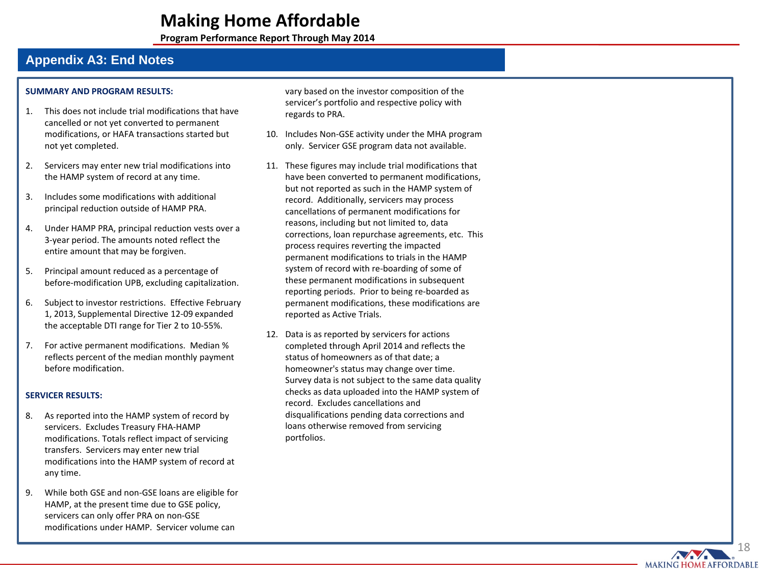# Making Home Affordable

**Program Performance Report Through May 2014**

## Appendix A3: End Notes

**SUMMARY AND PROGRAM RESULTS:**

1. This does not include trial modifications that have cancelled or not yet converted to permanent modifications, or HAFA transactions started but not yet completed.

2. Servicers may enter new trial modifications into the HAMP system of record at any time.

3. Includes some modifications with additional principal reduction outside of HAMP PRA.

4. Under HAMP PRA, principal reduction vests over a 3-year period. The amounts noted reflect the entire amount that may be forgiven.

5. Principal amount reduced as a percentage of before-modification UPB, excluding capitalization.

6. Subject to investor restrictions. Effective February 1, 2013, Supplemental Directive 12-09 expanded the acceptable DTI range for Tier 2 to 10-55%.

7. For active permanent modifications. Median % reflects percent of the median monthly payment before modification.

**SERVICER RESULTS:**

8. As reported into the HAMP system of record by servicers. Excludes Treasury FHA-HAMP modifications. Totals reflect impact of servicing transfers. Servicers may enter new trial modifications into the HAMP system of record at any time.

9. While both GSE and non-GSE loans are eligible for HAMP, at the present time due to GSE policy, servicers can only offer PRA on non-GSE modifications under HAMP. Servicer volume can vary based on the investor composition of the servicer's portfolio and respective policy with regards to PRA.

10. Includes Non-GSE activity under the MHA program only. Servicer GSE program data not available.

11. These figures may include trial modifications that have been converted to permanent modifications, but not reported as such in the HAMP system of record. Additionally, servicers may process cancellations of permanent modifications for reasons, including but not limited to, data corrections, loan repurchase agreements, etc. This process requires reverting the impacted permanent modifications to trials in the HAMP system of record with re-boarding of some of these permanent modifications in subsequent reporting periods. Prior to being re-boarded as permanent modifications, these modifications are reported as Active Trials.

12. Data is as reported by servicers for actions completed through April 2014 and reflects the status of homeowners as of that date; a homeowner's status may change over time. Survey data is not subject to the same data quality checks as data uploaded into the HAMP system of record. Excludes cancellations and disqualifications pending data corrections and loans otherwise removed from servicing portfolios.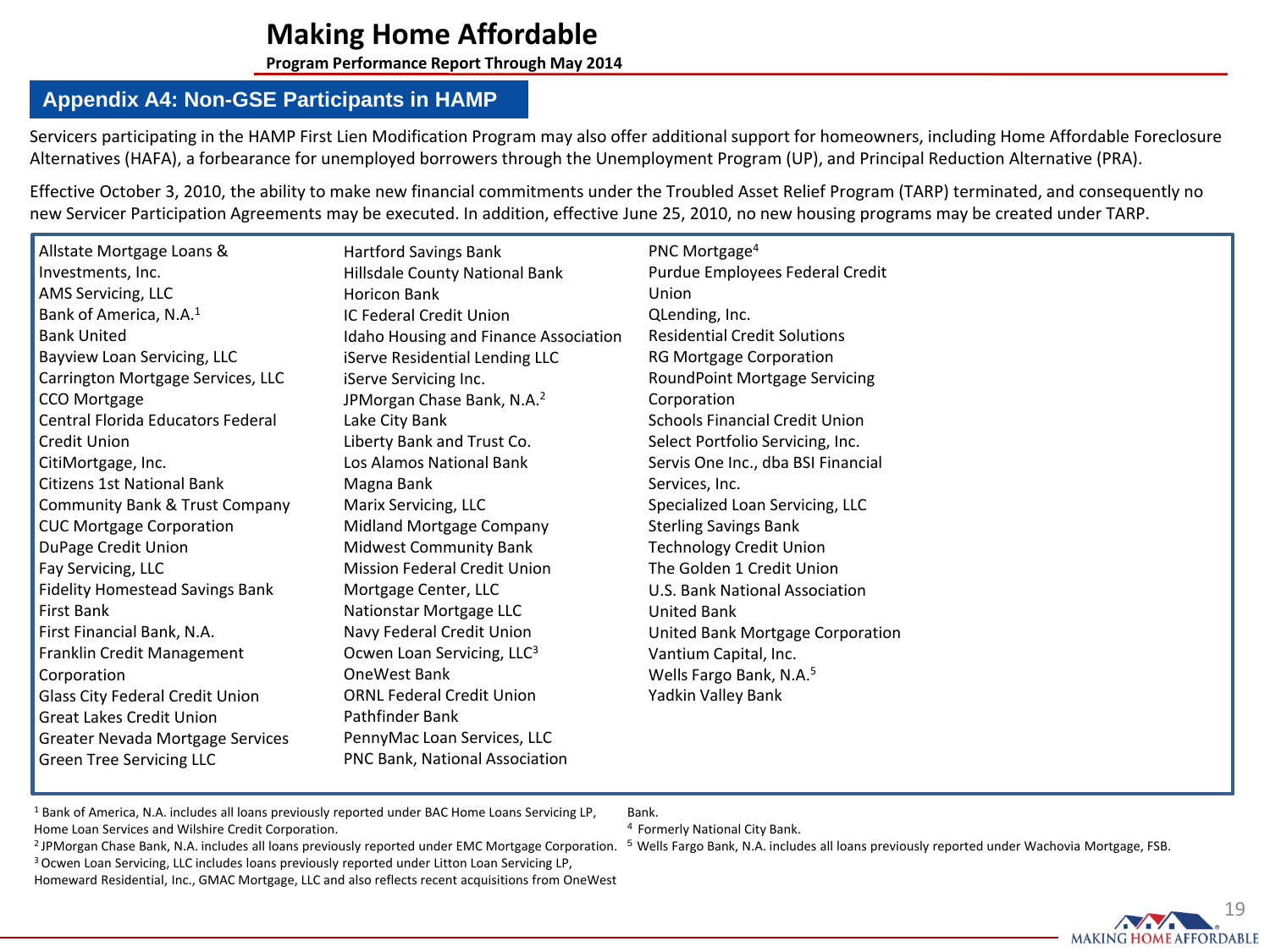# Making Home Affordable

**Program Performance Report Through May 2014**

## Appendix A4: Non-GSE Participants in HAMP

Servicers participating in the HAMP First Lien Modification Program may also offer additional support for homeowners, including Home Affordable Foreclosure Alternatives (HAFA), a forbearance for unemployed borrowers through the Unemployment Program (UP), and Principal Reduction Alternative (PRA).

Effective October 3, 2010, the ability to make new financial commitments under the Troubled Asset Relief Program (TARP) terminated, and consequently no new Servicer Participation Agreements may be executed. In addition, effective June 25, 2010, no new housing programs may be created under TARP.

- Allstate Mortgage Loans & Investments, Inc.
- AMS Servicing, LLC
- Bank of America, N.A.[1]
- Bank United
- Bayview Loan Servicing, LLC
- Carrington Mortgage Services, LLC
- CCO Mortgage
- Central Florida Educators Federal Credit Union
- CitiMortgage, Inc.
- Citizens 1st National Bank
- Community Bank & Trust Company
- CUC Mortgage Corporation
- DuPage Credit Union
- Fay Servicing, LLC
- Fidelity Homestead Savings Bank
- First Bank
- First Financial Bank, N.A.
- Franklin Credit Management Corporation
- Glass City Federal Credit Union
- Great Lakes Credit Union
- Greater Nevada Mortgage Services
- Green Tree Servicing LLC
- Hartford Savings Bank
- Hillsdale County National Bank
- Horicon Bank
- IC Federal Credit Union
- Idaho Housing and Finance Association
- iServe Residential Lending LLC
- iServe Servicing Inc.
- JPMorgan Chase Bank, N.A.[2]
- Lake City Bank
- Liberty Bank and Trust Co.
- Los Alamos National Bank
- Magna Bank
- Marix Servicing, LLC
- Midland Mortgage Company
- Midwest Community Bank
- Mission Federal Credit Union
- Mortgage Center, LLC
- Nationstar Mortgage LLC
- Navy Federal Credit Union
- Ocwen Loan Servicing, LLC[3]
- OneWest Bank
- ORNL Federal Credit Union
- Pathfinder Bank
- PennyMac Loan Services, LLC
- PNC Bank, National Association
- PNC Mortgage[4]
- Purdue Employees Federal Credit Union
- QLending, Inc.
- Residential Credit Solutions
- RG Mortgage Corporation
- RoundPoint Mortgage Servicing Corporation
- Schools Financial Credit Union
- Select Portfolio Servicing, Inc.
- Servis One Inc., dba BSI Financial Services, Inc.
- Specialized Loan Servicing, LLC
- Sterling Savings Bank
- Technology Credit Union
- The Golden 1 Credit Union
- U.S. Bank National Association
- United Bank
- United Bank Mortgage Corporation
- Vantium Capital, Inc.
- Wells Fargo Bank, N.A.[5]
- Yadkin Valley Bank

[1] Bank of America, N.A. includes all loans previously reported under BAC Home Loans Servicing LP, Home Loan Services and Wilshire Credit Corporation.

[2] JPMorgan Chase Bank, N.A. includes all loans previously reported under EMC Mortgage Corporation.

[3] Ocwen Loan Servicing, LLC includes loans previously reported under Litton Loan Servicing LP, Homeward Residential, Inc., GMAC Mortgage, LLC and also reflects recent acquisitions from OneWest Bank.

[4] Formerly National City Bank.

[5] Wells Fargo Bank, N.A. includes all loans previously reported under Wachovia Mortgage, FSB.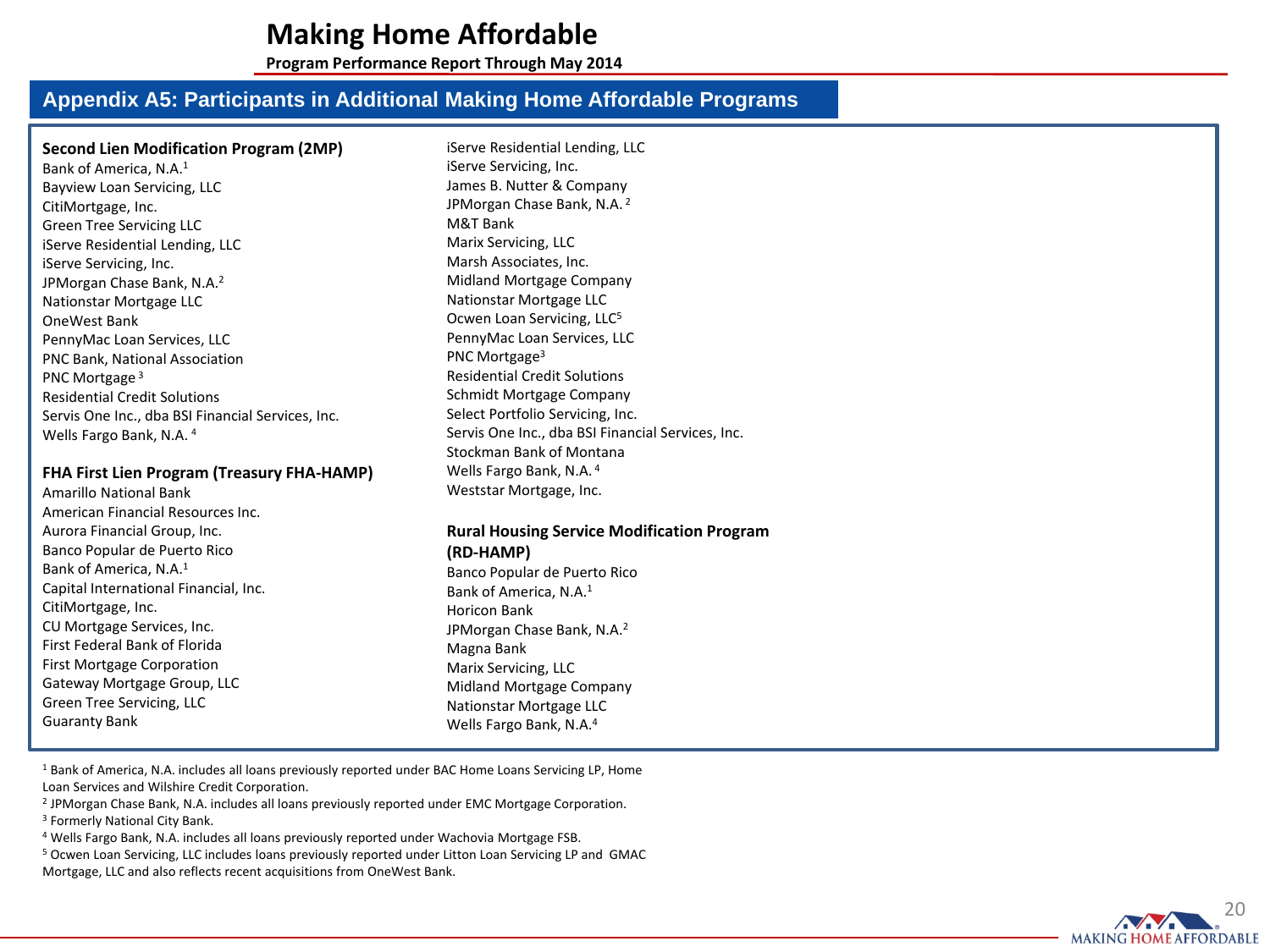# Making Home Affordable

**Program Performance Report Through May 2014**

## Appendix A5: Participants in Additional Making Home Affordable Programs

### Second Lien Modification Program (2MP)

Bank of America, N.A.[1]
Bayview Loan Servicing, LLC
CitiMortgage, Inc.
Green Tree Servicing LLC
iServe Residential Lending, LLC
iServe Servicing, Inc.
JPMorgan Chase Bank, N.A.[2]
Nationstar Mortgage LLC
OneWest Bank
PennyMac Loan Services, LLC
PNC Bank, National Association
PNC Mortgage [3]
Residential Credit Solutions
Servis One Inc., dba BSI Financial Services, Inc.
Wells Fargo Bank, N.A. [4]

### FHA First Lien Program (Treasury FHA-HAMP)

Amarillo National Bank
American Financial Resources Inc.
Aurora Financial Group, Inc.
Banco Popular de Puerto Rico
Bank of America, N.A.[1]
Capital International Financial, Inc.
CitiMortgage, Inc.
CU Mortgage Services, Inc.
First Federal Bank of Florida
First Mortgage Corporation
Gateway Mortgage Group, LLC
Green Tree Servicing, LLC
Guaranty Bank
iServe Residential Lending, LLC
iServe Servicing, Inc.
James B. Nutter & Company
JPMorgan Chase Bank, N.A. [2]
M&T Bank
Marix Servicing, LLC
Marsh Associates, Inc.
Midland Mortgage Company
Nationstar Mortgage LLC
Ocwen Loan Servicing, LLC[5]
PennyMac Loan Services, LLC
PNC Mortgage[3]
Residential Credit Solutions
Schmidt Mortgage Company
Select Portfolio Servicing, Inc.
Servis One Inc., dba BSI Financial Services, Inc.
Stockman Bank of Montana
Wells Fargo Bank, N.A. [4]
Weststar Mortgage, Inc.

### Rural Housing Service Modification Program (RD-HAMP)

Banco Popular de Puerto Rico
Bank of America, N.A.[1]
Horicon Bank
JPMorgan Chase Bank, N.A.[2]
Magna Bank
Marix Servicing, LLC
Midland Mortgage Company
Nationstar Mortgage LLC
Wells Fargo Bank, N.A.[4]

[1] Bank of America, N.A. includes all loans previously reported under BAC Home Loans Servicing LP, Home Loan Services and Wilshire Credit Corporation.
[2] JPMorgan Chase Bank, N.A. includes all loans previously reported under EMC Mortgage Corporation.
[3] Formerly National City Bank.
[4] Wells Fargo Bank, N.A. includes all loans previously reported under Wachovia Mortgage FSB.
[5] Ocwen Loan Servicing, LLC includes loans previously reported under Litton Loan Servicing LP and GMAC Mortgage, LLC and also reflects recent acquisitions from OneWest Bank.